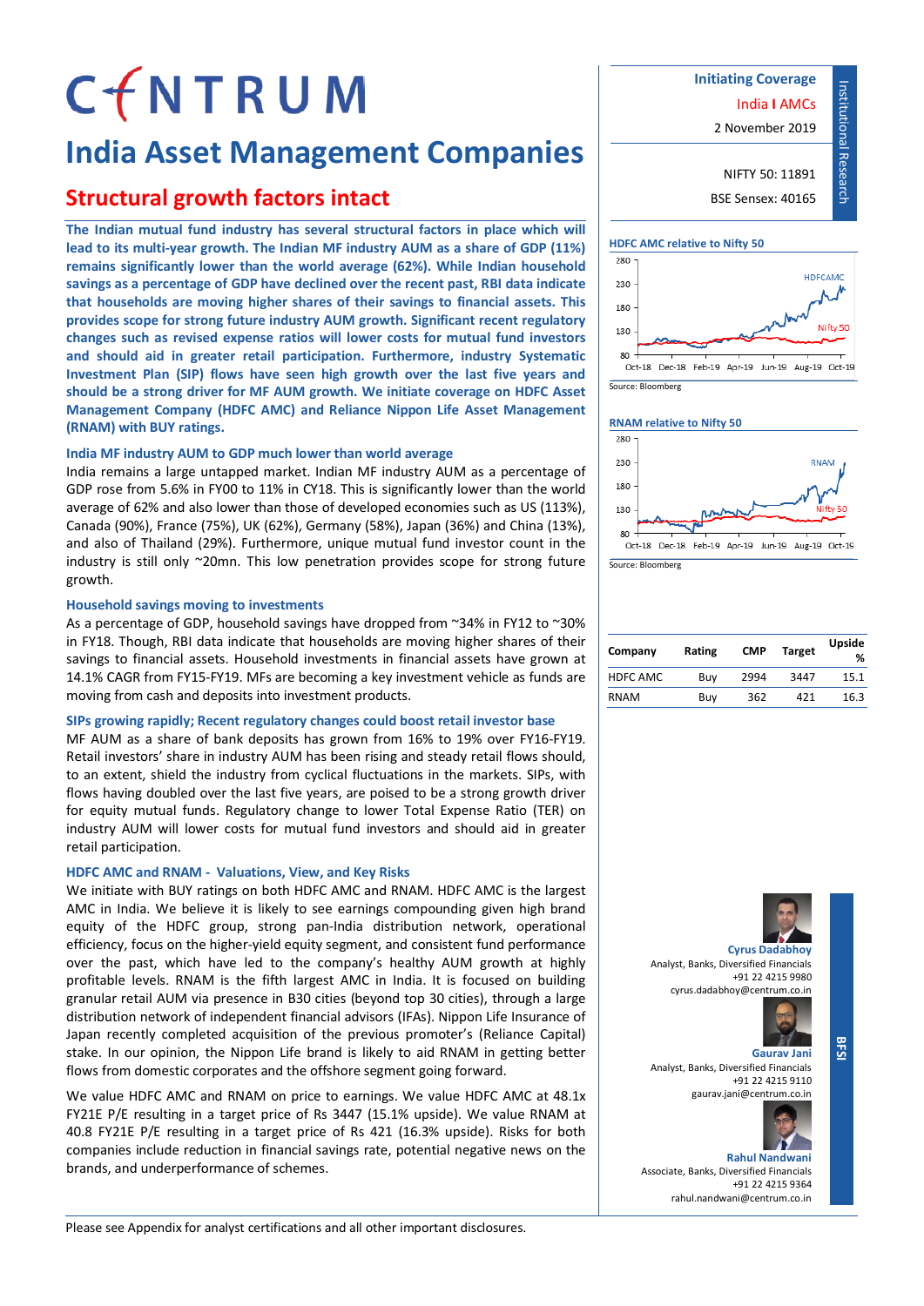# CENTRUM

# India Asset Management Companies

## Structural growth factors intact

Initiating Coverage

India I AMCs

2 November 2019

NIFTY 50: 11891

BSE Sensex: 40165

Institutional Research

**The Indian mutual fund industry has several structural factors in place which will lead to its multi-year growth. The Indian MF industry AUM as a share of GDP (11%) remains significantly lower than the world average (62%). While Indian household savings as a percentage of GDP have declined over the recent past, RBI data indicate that households are moving higher shares of their savings to financial assets. This provides scope for strong future industry AUM growth. Significant recent regulatory changes such as revised expense ratios will lower costs for mutual fund investors and should aid in greater retail participation. Furthermore, industry Systematic Investment Plan (SIP) flows have seen high growth over the last five years and should be a strong driver for MF AUM growth. We initiate coverage on HDFC Asset Management Company (HDFC AMC) and Reliance Nippon Life Asset Management (RNAM) with BUY ratings.**

### India MF industry AUM to GDP much lower than world average

India remains a large untapped market. Indian MF industry AUM as a percentage of GDP rose from 5.6% in FY00 to 11% in CY18. This is significantly lower than the world average of 62% and also lower than those of developed economies such as US (113%), Canada (90%), France (75%), UK (62%), Germany (58%), Japan (36%) and China (13%), and also of Thailand (29%). Furthermore, unique mutual fund investor count in the industry is still only ~20mn. This low penetration provides scope for strong future growth.

### Household savings moving to investments

As a percentage of GDP, household savings have dropped from ~34% in FY12 to ~30% in FY18. Though, RBI data indicate that households are moving higher shares of their savings to financial assets. Household investments in financial assets have grown at 14.1% CAGR from FY15-FY19. MFs are becoming a key investment vehicle as funds are moving from cash and deposits into investment products.

### SIPs growing rapidly; Recent regulatory changes could boost retail investor base

MF AUM as a share of bank deposits has grown from 16% to 19% over FY16-FY19. Retail investors' share in industry AUM has been rising and steady retail flows should, to an extent, shield the industry from cyclical fluctuations in the markets. SIPs, with flows having doubled over the last five years, are poised to be a strong growth driver for equity mutual funds. Regulatory change to lower Total Expense Ratio (TER) on industry AUM will lower costs for mutual fund investors and should aid in greater retail participation.

### HDFC AMC and RNAM - Valuations, View, and Key Risks

We initiate with BUY ratings on both HDFC AMC and RNAM. HDFC AMC is the largest AMC in India. We believe it is likely to see earnings compounding given high brand equity of the HDFC group, strong pan-India distribution network, operational efficiency, focus on the higher-yield equity segment, and consistent fund performance over the past, which have led to the company's healthy AUM growth at highly profitable levels. RNAM is the fifth largest AMC in India. It is focused on building granular retail AUM via presence in B30 cities (beyond top 30 cities), through a large distribution network of independent financial advisors (IFAs). Nippon Life Insurance of Japan recently completed acquisition of the previous promoter's (Reliance Capital) stake. In our opinion, the Nippon Life brand is likely to aid RNAM in getting better flows from domestic corporates and the offshore segment going forward.

We value HDFC AMC and RNAM on price to earnings. We value HDFC AMC at 48.1x FY21E P/E resulting in a target price of Rs 3447 (15.1% upside). We value RNAM at 40.8 FY21E P/E resulting in a target price of Rs 421 (16.3% upside). Risks for both companies include reduction in financial savings rate, potential negative news on the brands, and underperformance of schemes.

**HDFC AMC relative to Nifty 50**

Source: Bloomberg

**RNAM relative to Nifty 50**

Source: Bloomberg

| Company | Rating | CMP | Target | Upside % |
|---|---|---|---|---|
| HDFC AMC | Buy | 2994 | 3447 | 15.1 |
| RNAM | Buy | 362 | 421 | 16.3 |

BFSI

**Cyrus Dadabhoy**
Analyst, Banks, Diversified Financials
+91 22 4215 9980
cyrus.dadabhoy@centrum.co.in

**Gaurav Jani**
Analyst, Banks, Diversified Financials
+91 22 4215 9110
gaurav.jani@centrum.co.in

**Rahul Nandwani**
Associate, Banks, Diversified Financials
+91 22 4215 9364
rahul.nandwani@centrum.co.in

Please see Appendix for analyst certifications and all other important disclosures.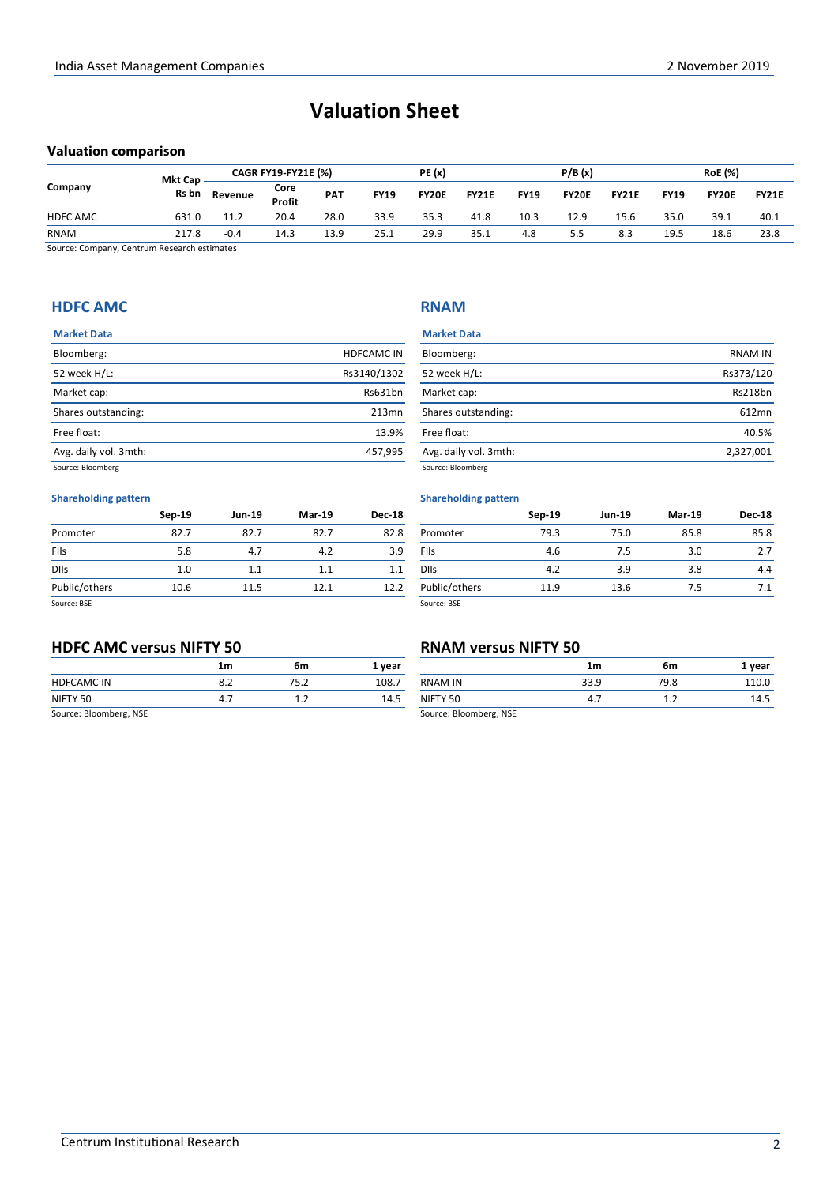# Valuation Sheet

### Valuation comparison

| Company | Mkt Cap Rs bn | CAGR FY19-FY21E (%) | | | PE (x) | | | P/B (x) | | | RoE (%) | | |
|---|---|---|---|---|---|---|---|---|---|---|---|---|---|
| | | Revenue | Core Profit | PAT | FY19 | FY20E | FY21E | FY19 | FY20E | FY21E | FY19 | FY20E | FY21E |
| HDFC AMC | 631.0 | 11.2 | 20.4 | 28.0 | 33.9 | 35.3 | 41.8 | 10.3 | 12.9 | 15.6 | 35.0 | 39.1 | 40.1 |
| RNAM | 217.8 | -0.4 | 14.3 | 13.9 | 25.1 | 29.9 | 35.1 | 4.8 | 5.5 | 8.3 | 19.5 | 18.6 | 23.8 |

Source: Company, Centrum Research estimates

## HDFC AMC

| Market Data | |
|---|---|
| Bloomberg: | HDFCAMC IN |
| 52 week H/L: | Rs3140/1302 |
| Market cap: | Rs631bn |
| Shares outstanding: | 213mn |
| Free float: | 13.9% |
| Avg. daily vol. 3mth: | 457,995 |

Source: Bloomberg

**Shareholding pattern**

| | Sep-19 | Jun-19 | Mar-19 | Dec-18 |
|---|---|---|---|---|
| Promoter | 82.7 | 82.7 | 82.7 | 82.8 |
| FIIs | 5.8 | 4.7 | 4.2 | 3.9 |
| DIIs | 1.0 | 1.1 | 1.1 | 1.1 |
| Public/others | 10.6 | 11.5 | 12.1 | 12.2 |

Source: BSE

### HDFC AMC versus NIFTY 50

| | 1m | 6m | 1 year |
|---|---|---|---|
| HDFCAMC IN | 8.2 | 75.2 | 108.7 |
| NIFTY 50 | 4.7 | 1.2 | 14.5 |

Source: Bloomberg, NSE

## RNAM

| Market Data | |
|---|---|
| Bloomberg: | RNAM IN |
| 52 week H/L: | Rs373/120 |
| Market cap: | Rs218bn |
| Shares outstanding: | 612mn |
| Free float: | 40.5% |
| Avg. daily vol. 3mth: | 2,327,001 |

Source: Bloomberg

**Shareholding pattern**

| | Sep-19 | Jun-19 | Mar-19 | Dec-18 |
|---|---|---|---|---|
| Promoter | 79.3 | 75.0 | 85.8 | 85.8 |
| FIIs | 4.6 | 7.5 | 3.0 | 2.7 |
| DIIs | 4.2 | 3.9 | 3.8 | 4.4 |
| Public/others | 11.9 | 13.6 | 7.5 | 7.1 |

Source: BSE

### RNAM versus NIFTY 50

| | 1m | 6m | 1 year |
|---|---|---|---|
| RNAM IN | 33.9 | 79.8 | 110.0 |
| NIFTY 50 | 4.7 | 1.2 | 14.5 |

Source: Bloomberg, NSE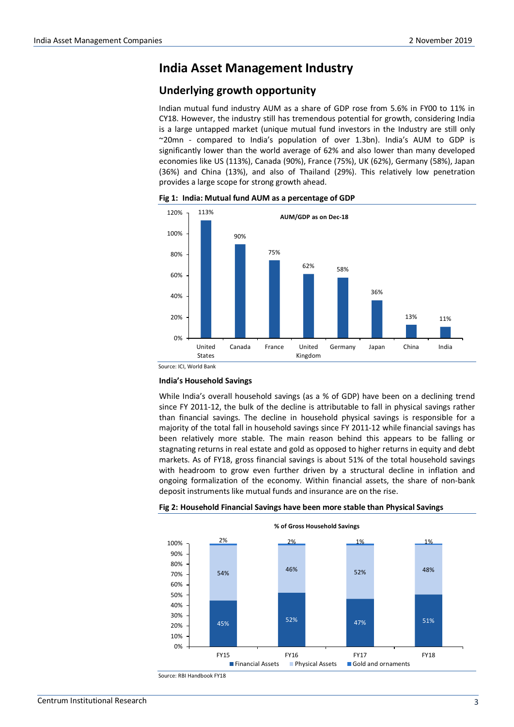# India Asset Management Industry

## Underlying growth opportunity

Indian mutual fund industry AUM as a share of GDP rose from 5.6% in FY00 to 11% in CY18. However, the industry still has tremendous potential for growth, considering India is a large untapped market (unique mutual fund investors in the Industry are still only ~20mn - compared to India's population of over 1.3bn). India's AUM to GDP is significantly lower than the world average of 62% and also lower than many developed economies like US (113%), Canada (90%), France (75%), UK (62%), Germany (58%), Japan (36%) and China (13%), and also of Thailand (29%). This relatively low penetration provides a large scope for strong growth ahead.

**Fig 1: India: Mutual fund AUM as a percentage of GDP**

AUM/GDP as on Dec-18

| Country | AUM/GDP |
|---|---|
| United States | 113% |
| Canada | 90% |
| France | 75% |
| United Kingdom | 62% |
| Germany | 58% |
| Japan | 36% |
| China | 13% |
| India | 11% |

Source: ICI, World Bank

**India's Household Savings**

While India's overall household savings (as a % of GDP) have been on a declining trend since FY 2011-12, the bulk of the decline is attributable to fall in physical savings rather than financial savings. The decline in household physical savings is responsible for a majority of the total fall in household savings since FY 2011-12 while financial savings has been relatively more stable. The main reason behind this appears to be falling or stagnating returns in real estate and gold as opposed to higher returns in equity and debt markets. As of FY18, gross financial savings is about 51% of the total household savings with headroom to grow even further driven by a structural decline in inflation and ongoing formalization of the economy. Within financial assets, the share of non-bank deposit instruments like mutual funds and insurance are on the rise.

**Fig 2: Household Financial Savings have been more stable than Physical Savings**

% of Gross Household Savings

| | FY15 | FY16 | FY17 | FY18 |
|---|---|---|---|---|
| Financial Assets | 45% | 52% | 47% | 51% |
| Physical Assets | 54% | 46% | 52% | 48% |
| Gold and ornaments | 2% | 2% | 1% | 1% |

Source: RBI Handbook FY18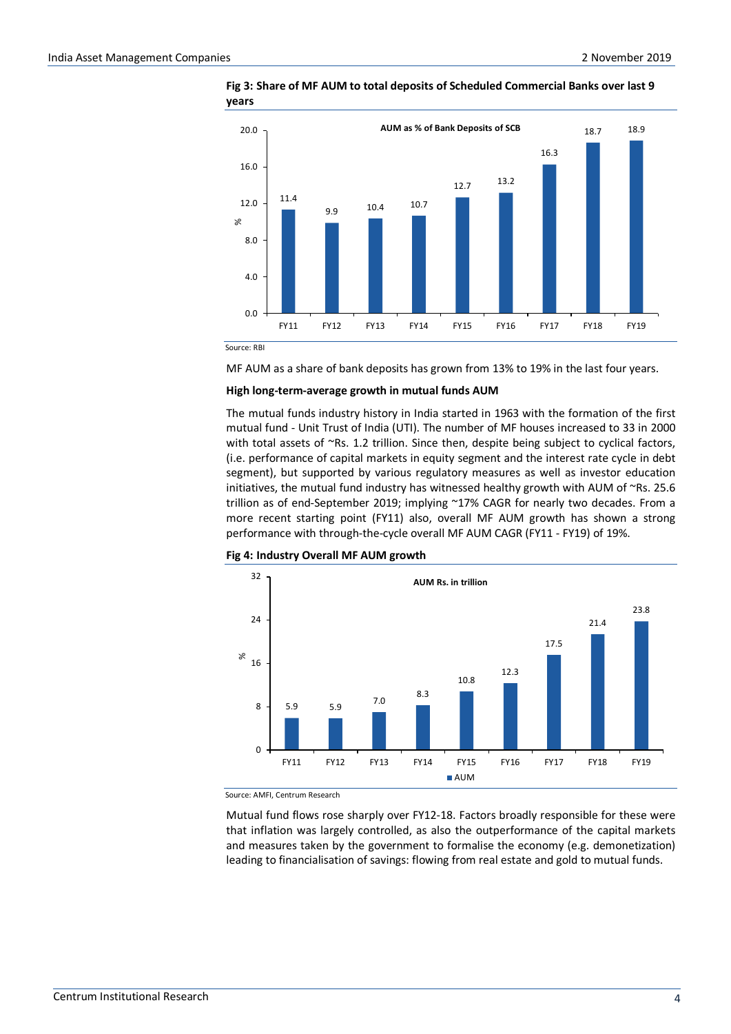**Fig 3: Share of MF AUM to total deposits of Scheduled Commercial Banks over last 9 years**

AUM as % of Bank Deposits of SCB

| | FY11 | FY12 | FY13 | FY14 | FY15 | FY16 | FY17 | FY18 | FY19 |
|---|---|---|---|---|---|---|---|---|---|
| % | 11.4 | 9.9 | 10.4 | 10.7 | 12.7 | 13.2 | 16.3 | 18.7 | 18.9 |

Source: RBI

MF AUM as a share of bank deposits has grown from 13% to 19% in the last four years.

**High long-term-average growth in mutual funds AUM**

The mutual funds industry history in India started in 1963 with the formation of the first mutual fund - Unit Trust of India (UTI). The number of MF houses increased to 33 in 2000 with total assets of ~Rs. 1.2 trillion. Since then, despite being subject to cyclical factors, (i.e. performance of capital markets in equity segment and the interest rate cycle in debt segment), but supported by various regulatory measures as well as investor education initiatives, the mutual fund industry has witnessed healthy growth with AUM of ~Rs. 25.6 trillion as of end-September 2019; implying ~17% CAGR for nearly two decades. From a more recent starting point (FY11) also, overall MF AUM growth has shown a strong performance with through-the-cycle overall MF AUM CAGR (FY11 - FY19) of 19%.

**Fig 4: Industry Overall MF AUM growth**

AUM Rs. in trillion

| | FY11 | FY12 | FY13 | FY14 | FY15 | FY16 | FY17 | FY18 | FY19 |
|---|---|---|---|---|---|---|---|---|---|
| AUM | 5.9 | 5.9 | 7.0 | 8.3 | 10.8 | 12.3 | 17.5 | 21.4 | 23.8 |

Source: AMFI, Centrum Research

Mutual fund flows rose sharply over FY12-18. Factors broadly responsible for these were that inflation was largely controlled, as also the outperformance of the capital markets and measures taken by the government to formalise the economy (e.g. demonetization) leading to financialisation of savings: flowing from real estate and gold to mutual funds.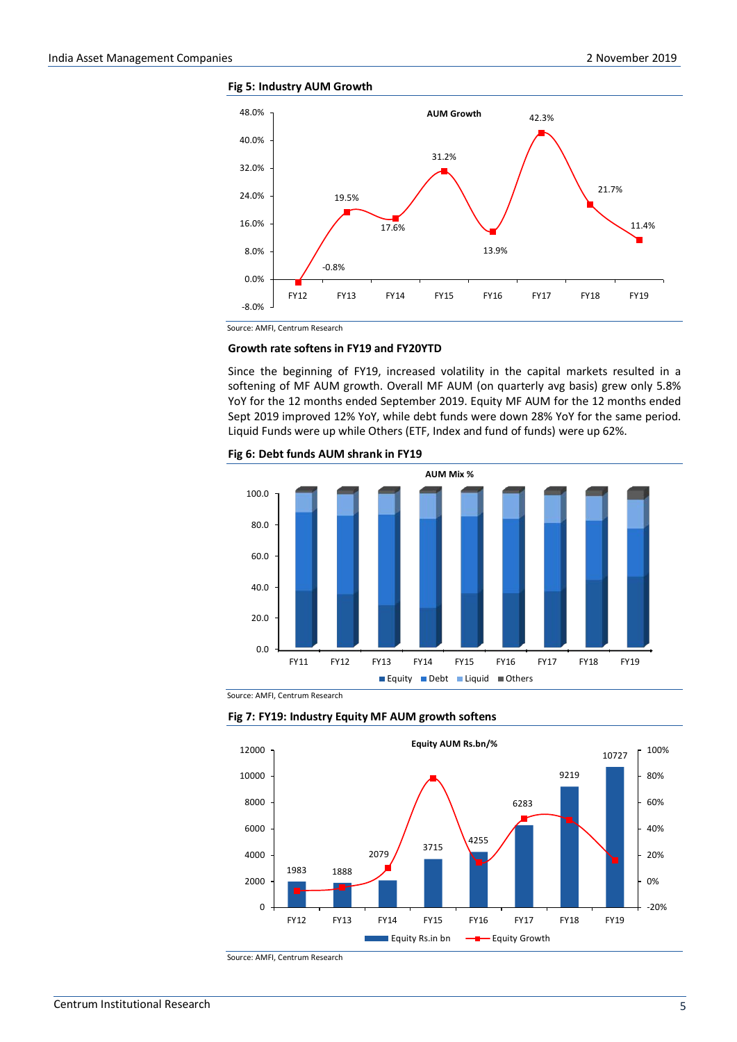**Fig 5: Industry AUM Growth**

AUM Growth

| | FY12 | FY13 | FY14 | FY15 | FY16 | FY17 | FY18 | FY19 |
|---|---|---|---|---|---|---|---|---|
| AUM Growth | -0.8% | 19.5% | 17.6% | 31.2% | 13.9% | 42.3% | 21.7% | 11.4% |

Source: AMFI, Centrum Research

**Growth rate softens in FY19 and FY20YTD**

Since the beginning of FY19, increased volatility in the capital markets resulted in a softening of MF AUM growth. Overall MF AUM (on quarterly avg basis) grew only 5.8% YoY for the 12 months ended September 2019. Equity MF AUM for the 12 months ended Sept 2019 improved 12% YoY, while debt funds were down 28% YoY for the same period. Liquid Funds were up while Others (ETF, Index and fund of funds) were up 62%.

**Fig 6: Debt funds AUM shrank in FY19**

AUM Mix %

(Stacked bar chart, FY11–FY19: Equity, Debt, Liquid, Others)

Source: AMFI, Centrum Research

**Fig 7: FY19: Industry Equity MF AUM growth softens**

Equity AUM Rs.bn/%

| | FY12 | FY13 | FY14 | FY15 | FY16 | FY17 | FY18 | FY19 |
|---|---|---|---|---|---|---|---|---|
| Equity Rs.in bn | 1983 | 1888 | 2079 | 3715 | 4255 | 6283 | 9219 | 10727 |

Source: AMFI, Centrum Research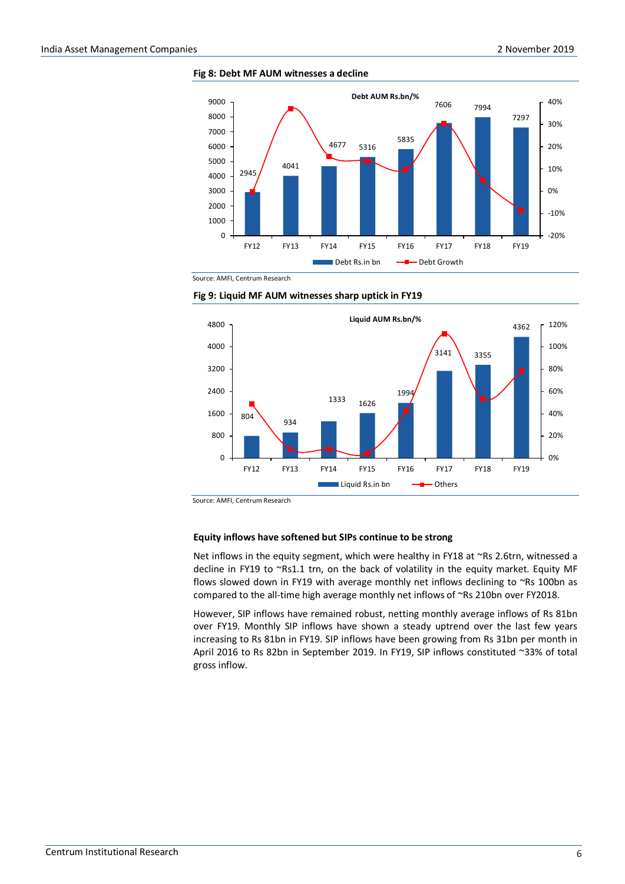**Fig 8: Debt MF AUM witnesses a decline**

Debt AUM Rs.bn/%

| | FY12 | FY13 | FY14 | FY15 | FY16 | FY17 | FY18 | FY19 |
|---|---|---|---|---|---|---|---|---|
| Debt Rs.in bn | 2945 | 4041 | 4677 | 5316 | 5835 | 7606 | 7994 | 7297 |

Source: AMFI, Centrum Research

**Fig 9: Liquid MF AUM witnesses sharp uptick in FY19**

Liquid AUM Rs.bn/%

| | FY12 | FY13 | FY14 | FY15 | FY16 | FY17 | FY18 | FY19 |
|---|---|---|---|---|---|---|---|---|
| Liquid Rs.in bn | 804 | 934 | 1333 | 1626 | 1994 | 3141 | 3355 | 4362 |

Source: AMFI, Centrum Research

**Equity inflows have softened but SIPs continue to be strong**

Net inflows in the equity segment, which were healthy in FY18 at ~Rs 2.6trn, witnessed a decline in FY19 to ~Rs1.1 trn, on the back of volatility in the equity market. Equity MF flows slowed down in FY19 with average monthly net inflows declining to ~Rs 100bn as compared to the all-time high average monthly net inflows of ~Rs 210bn over FY2018.

However, SIP inflows have remained robust, netting monthly average inflows of Rs 81bn over FY19. Monthly SIP inflows have shown a steady uptrend over the last few years increasing to Rs 81bn in FY19. SIP inflows have been growing from Rs 31bn per month in April 2016 to Rs 82bn in September 2019. In FY19, SIP inflows constituted ~33% of total gross inflow.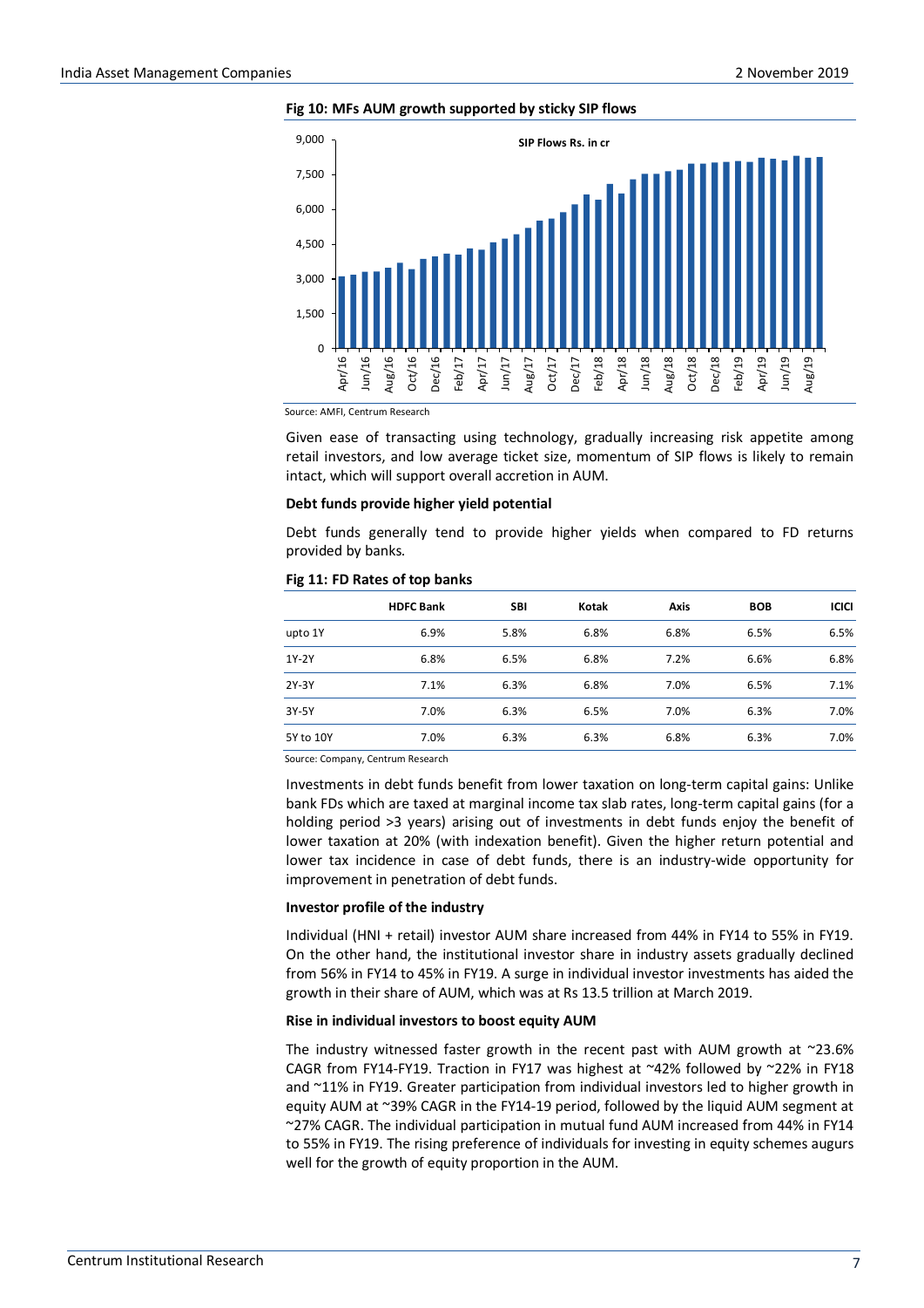**Fig 10: MFs AUM growth supported by sticky SIP flows**

Source: AMFI, Centrum Research

Given ease of transacting using technology, gradually increasing risk appetite among retail investors, and low average ticket size, momentum of SIP flows is likely to remain intact, which will support overall accretion in AUM.

**Debt funds provide higher yield potential**

Debt funds generally tend to provide higher yields when compared to FD returns provided by banks.

**Fig 11: FD Rates of top banks**

| | HDFC Bank | SBI | Kotak | Axis | BOB | ICICI |
|---|---|---|---|---|---|---|
| upto 1Y | 6.9% | 5.8% | 6.8% | 6.8% | 6.5% | 6.5% |
| 1Y-2Y | 6.8% | 6.5% | 6.8% | 7.2% | 6.6% | 6.8% |
| 2Y-3Y | 7.1% | 6.3% | 6.8% | 7.0% | 6.5% | 7.1% |
| 3Y-5Y | 7.0% | 6.3% | 6.5% | 7.0% | 6.3% | 7.0% |
| 5Y to 10Y | 7.0% | 6.3% | 6.3% | 6.8% | 6.3% | 7.0% |

Source: Company, Centrum Research

Investments in debt funds benefit from lower taxation on long-term capital gains: Unlike bank FDs which are taxed at marginal income tax slab rates, long-term capital gains (for a holding period >3 years) arising out of investments in debt funds enjoy the benefit of lower taxation at 20% (with indexation benefit). Given the higher return potential and lower tax incidence in case of debt funds, there is an industry-wide opportunity for improvement in penetration of debt funds.

**Investor profile of the industry**

Individual (HNI + retail) investor AUM share increased from 44% in FY14 to 55% in FY19. On the other hand, the institutional investor share in industry assets gradually declined from 56% in FY14 to 45% in FY19. A surge in individual investor investments has aided the growth in their share of AUM, which was at Rs 13.5 trillion at March 2019.

**Rise in individual investors to boost equity AUM**

The industry witnessed faster growth in the recent past with AUM growth at ~23.6% CAGR from FY14-FY19. Traction in FY17 was highest at ~42% followed by ~22% in FY18 and ~11% in FY19. Greater participation from individual investors led to higher growth in equity AUM at ~39% CAGR in the FY14-19 period, followed by the liquid AUM segment at ~27% CAGR. The individual participation in mutual fund AUM increased from 44% in FY14 to 55% in FY19. The rising preference of individuals for investing in equity schemes augurs well for the growth of equity proportion in the AUM.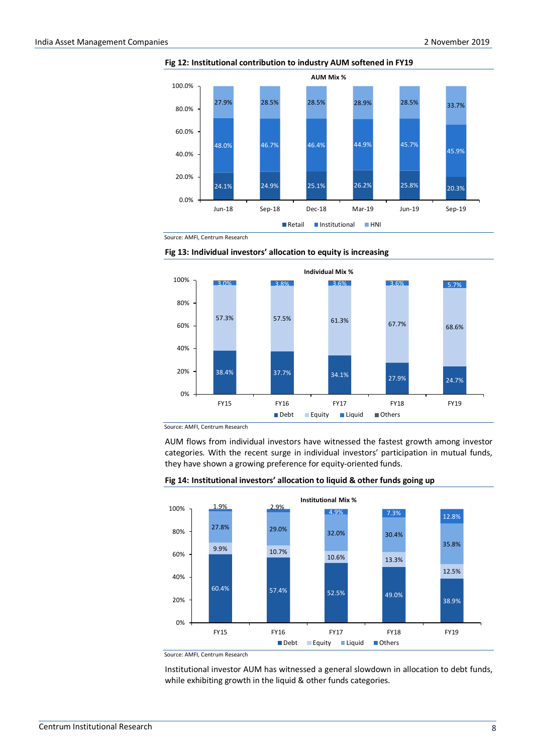**Fig 12: Institutional contribution to industry AUM softened in FY19**

AUM Mix %

| | Jun-18 | Sep-18 | Dec-18 | Mar-19 | Jun-19 | Sep-19 |
|---|---|---|---|---|---|---|
| Retail | 24.1% | 24.9% | 25.1% | 26.2% | 25.8% | 20.3% |
| Institutional | 48.0% | 46.7% | 46.4% | 44.9% | 45.7% | 45.9% |
| HNI | 27.9% | 28.5% | 28.5% | 28.9% | 28.5% | 33.7% |

Source: AMFI, Centrum Research

**Fig 13: Individual investors' allocation to equity is increasing**

Individual Mix %

| | FY15 | FY16 | FY17 | FY18 | FY19 |
|---|---|---|---|---|---|
| Debt | 38.4% | 37.7% | 34.1% | 27.9% | 24.7% |
| Equity | 57.3% | 57.5% | 61.3% | 67.7% | 68.6% |
| Liquid | 3.0% | 3.8% | 3.6% | 3.6% | 5.7% |

Source: AMFI, Centrum Research

AUM flows from individual investors have witnessed the fastest growth among investor categories. With the recent surge in individual investors' participation in mutual funds, they have shown a growing preference for equity-oriented funds.

**Fig 14: Institutional investors' allocation to liquid & other funds going up**

Institutional Mix %

| | FY15 | FY16 | FY17 | FY18 | FY19 |
|---|---|---|---|---|---|
| Debt | 60.4% | 57.4% | 52.5% | 49.0% | 38.9% |
| Equity | 9.9% | 10.7% | 10.6% | 13.3% | 12.5% |
| Liquid | 27.8% | 29.0% | 32.0% | 30.4% | 35.8% |
| Others | 1.9% | 2.9% | 4.9% | 7.3% | 12.8% |

Source: AMFI, Centrum Research

Institutional investor AUM has witnessed a general slowdown in allocation to debt funds, while exhibiting growth in the liquid & other funds categories.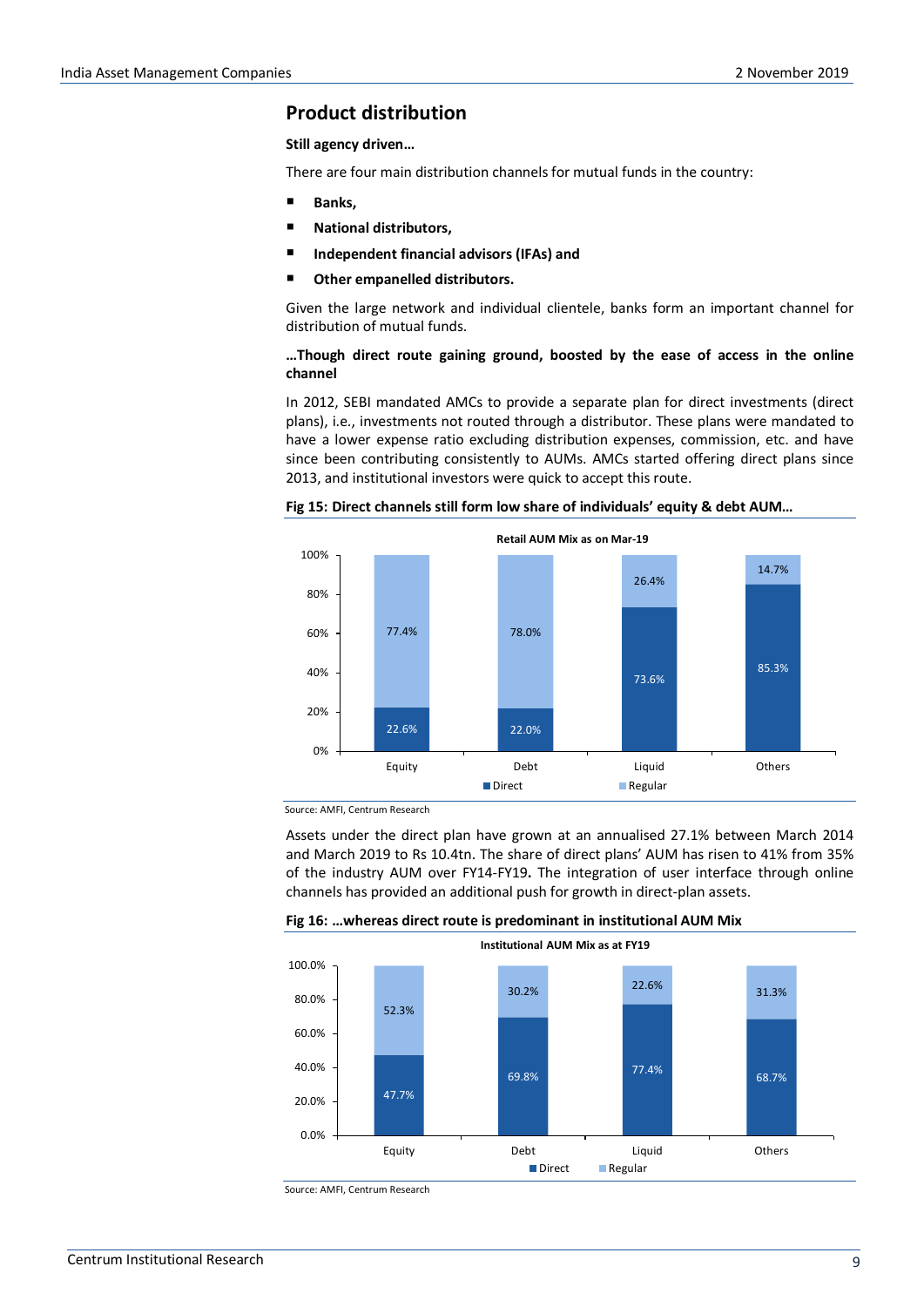## Product distribution

**Still agency driven…**

There are four main distribution channels for mutual funds in the country:

- **Banks,**
- **National distributors,**
- **Independent financial advisors (IFAs) and**
- **Other empanelled distributors.**

Given the large network and individual clientele, banks form an important channel for distribution of mutual funds.

**…Though direct route gaining ground, boosted by the ease of access in the online channel**

In 2012, SEBI mandated AMCs to provide a separate plan for direct investments (direct plans), i.e., investments not routed through a distributor. These plans were mandated to have a lower expense ratio excluding distribution expenses, commission, etc. and have since been contributing consistently to AUMs. AMCs started offering direct plans since 2013, and institutional investors were quick to accept this route.

**Fig 15: Direct channels still form low share of individuals' equity & debt AUM…**

Retail AUM Mix as on Mar-19

| | Direct | Regular |
|---|---|---|
| Equity | 22.6% | 77.4% |
| Debt | 22.0% | 78.0% |
| Liquid | 73.6% | 26.4% |
| Others | 85.3% | 14.7% |

Source: AMFI, Centrum Research

Assets under the direct plan have grown at an annualised 27.1% between March 2014 and March 2019 to Rs 10.4tn. The share of direct plans' AUM has risen to 41% from 35% of the industry AUM over FY14-FY19**.** The integration of user interface through online channels has provided an additional push for growth in direct-plan assets.

**Fig 16: …whereas direct route is predominant in institutional AUM Mix**

Institutional AUM Mix as at FY19

| | Direct | Regular |
|---|---|---|
| Equity | 47.7% | 52.3% |
| Debt | 69.8% | 30.2% |
| Liquid | 77.4% | 22.6% |
| Others | 68.7% | 31.3% |

Source: AMFI, Centrum Research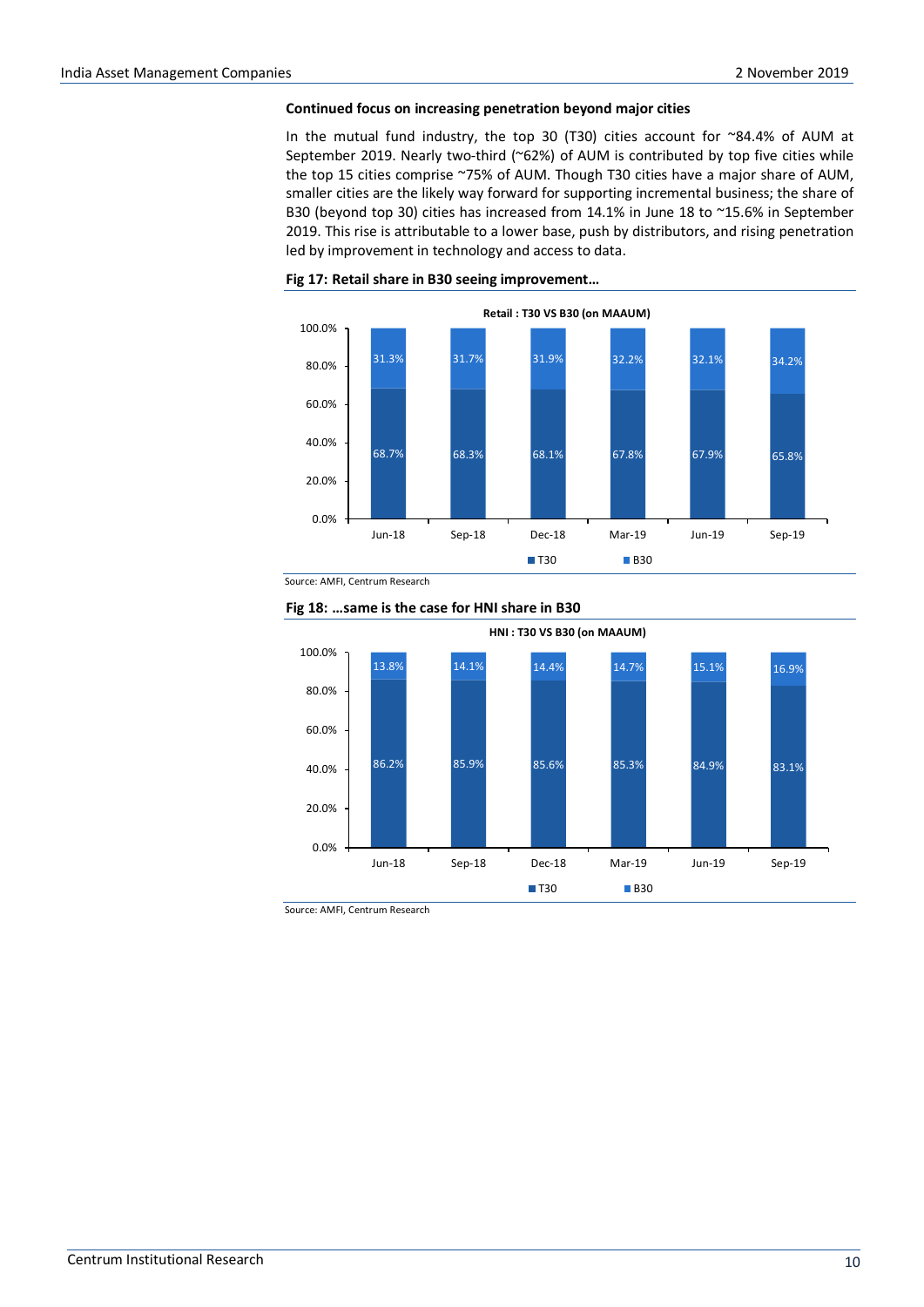### Continued focus on increasing penetration beyond major cities

In the mutual fund industry, the top 30 (T30) cities account for ~84.4% of AUM at September 2019. Nearly two-third (~62%) of AUM is contributed by top five cities while the top 15 cities comprise ~75% of AUM. Though T30 cities have a major share of AUM, smaller cities are the likely way forward for supporting incremental business; the share of B30 (beyond top 30) cities has increased from 14.1% in June 18 to ~15.6% in September 2019. This rise is attributable to a lower base, push by distributors, and rising penetration led by improvement in technology and access to data.

**Fig 17: Retail share in B30 seeing improvement…**

Retail : T30 VS B30 (on MAAUM)

| | Jun-18 | Sep-18 | Dec-18 | Mar-19 | Jun-19 | Sep-19 |
|---|---|---|---|---|---|---|
| T30 | 68.7% | 68.3% | 68.1% | 67.8% | 67.9% | 65.8% |
| B30 | 31.3% | 31.7% | 31.9% | 32.2% | 32.1% | 34.2% |

Source: AMFI, Centrum Research

**Fig 18: …same is the case for HNI share in B30**

HNI : T30 VS B30 (on MAAUM)

| | Jun-18 | Sep-18 | Dec-18 | Mar-19 | Jun-19 | Sep-19 |
|---|---|---|---|---|---|---|
| T30 | 86.2% | 85.9% | 85.6% | 85.3% | 84.9% | 83.1% |
| B30 | 13.8% | 14.1% | 14.4% | 14.7% | 15.1% | 16.9% |

Source: AMFI, Centrum Research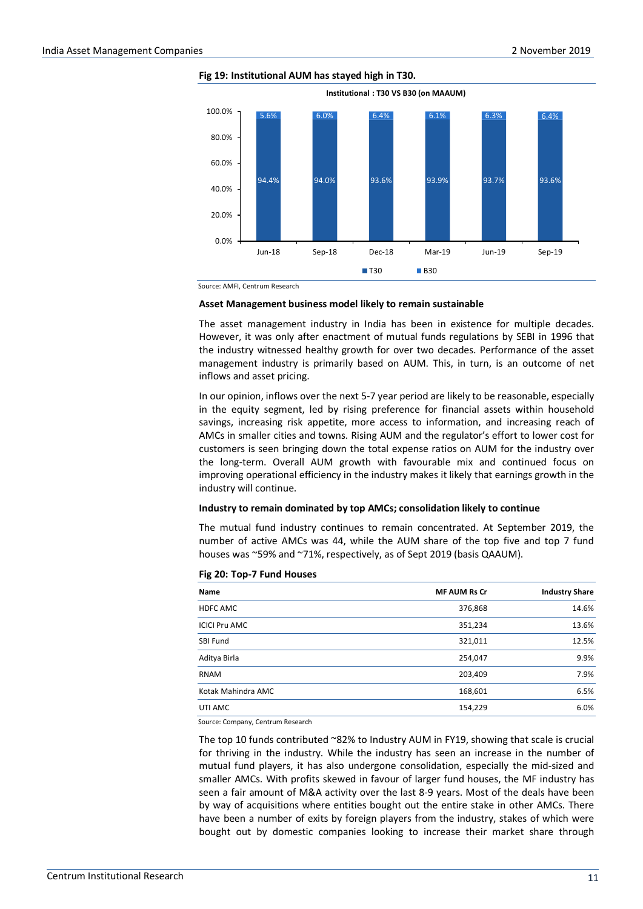**Fig 19: Institutional AUM has stayed high in T30.**

Institutional : T30 VS B30 (on MAAUM)

| | Jun-18 | Sep-18 | Dec-18 | Mar-19 | Jun-19 | Sep-19 |
|---|---|---|---|---|---|---|
| T30 | 94.4% | 94.0% | 93.6% | 93.9% | 93.7% | 93.6% |
| B30 | 5.6% | 6.0% | 6.4% | 6.1% | 6.3% | 6.4% |

Source: AMFI, Centrum Research

**Asset Management business model likely to remain sustainable**

The asset management industry in India has been in existence for multiple decades. However, it was only after enactment of mutual funds regulations by SEBI in 1996 that the industry witnessed healthy growth for over two decades. Performance of the asset management industry is primarily based on AUM. This, in turn, is an outcome of net inflows and asset pricing.

In our opinion, inflows over the next 5-7 year period are likely to be reasonable, especially in the equity segment, led by rising preference for financial assets within household savings, increasing risk appetite, more access to information, and increasing reach of AMCs in smaller cities and towns. Rising AUM and the regulator's effort to lower cost for customers is seen bringing down the total expense ratios on AUM for the industry over the long-term. Overall AUM growth with favourable mix and continued focus on improving operational efficiency in the industry makes it likely that earnings growth in the industry will continue.

**Industry to remain dominated by top AMCs; consolidation likely to continue**

The mutual fund industry continues to remain concentrated. At September 2019, the number of active AMCs was 44, while the AUM share of the top five and top 7 fund houses was ~59% and ~71%, respectively, as of Sept 2019 (basis QAAUM).

**Fig 20: Top-7 Fund Houses**

| Name | MF AUM Rs Cr | Industry Share |
|---|---|---|
| HDFC AMC | 376,868 | 14.6% |
| ICICI Pru AMC | 351,234 | 13.6% |
| SBI Fund | 321,011 | 12.5% |
| Aditya Birla | 254,047 | 9.9% |
| RNAM | 203,409 | 7.9% |
| Kotak Mahindra AMC | 168,601 | 6.5% |
| UTI AMC | 154,229 | 6.0% |

Source: Company, Centrum Research

The top 10 funds contributed ~82% to Industry AUM in FY19, showing that scale is crucial for thriving in the industry. While the industry has seen an increase in the number of mutual fund players, it has also undergone consolidation, especially the mid-sized and smaller AMCs. With profits skewed in favour of larger fund houses, the MF industry has seen a fair amount of M&A activity over the last 8-9 years. Most of the deals have been by way of acquisitions where entities bought out the entire stake in other AMCs. There have been a number of exits by foreign players from the industry, stakes of which were bought out by domestic companies looking to increase their market share through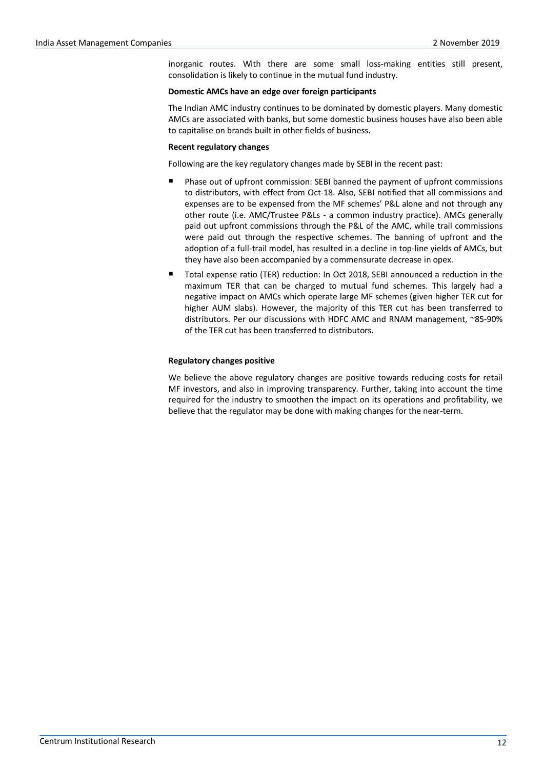inorganic routes. With there are some small loss-making entities still present, consolidation is likely to continue in the mutual fund industry.

**Domestic AMCs have an edge over foreign participants**

The Indian AMC industry continues to be dominated by domestic players. Many domestic AMCs are associated with banks, but some domestic business houses have also been able to capitalise on brands built in other fields of business.

**Recent regulatory changes**

Following are the key regulatory changes made by SEBI in the recent past:

- Phase out of upfront commission: SEBI banned the payment of upfront commissions to distributors, with effect from Oct-18. Also, SEBI notified that all commissions and expenses are to be expensed from the MF schemes' P&L alone and not through any other route (i.e. AMC/Trustee P&Ls - a common industry practice). AMCs generally paid out upfront commissions through the P&L of the AMC, while trail commissions were paid out through the respective schemes. The banning of upfront and the adoption of a full-trail model, has resulted in a decline in top-line yields of AMCs, but they have also been accompanied by a commensurate decrease in opex.
- Total expense ratio (TER) reduction: In Oct 2018, SEBI announced a reduction in the maximum TER that can be charged to mutual fund schemes. This largely had a negative impact on AMCs which operate large MF schemes (given higher TER cut for higher AUM slabs). However, the majority of this TER cut has been transferred to distributors. Per our discussions with HDFC AMC and RNAM management, ~85-90% of the TER cut has been transferred to distributors.

**Regulatory changes positive**

We believe the above regulatory changes are positive towards reducing costs for retail MF investors, and also in improving transparency. Further, taking into account the time required for the industry to smoothen the impact on its operations and profitability, we believe that the regulator may be done with making changes for the near-term.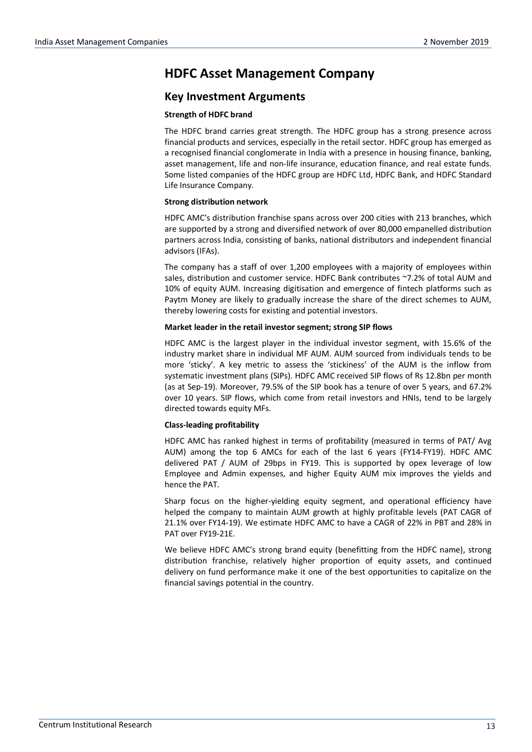# HDFC Asset Management Company

## Key Investment Arguments

**Strength of HDFC brand**

The HDFC brand carries great strength. The HDFC group has a strong presence across financial products and services, especially in the retail sector. HDFC group has emerged as a recognised financial conglomerate in India with a presence in housing finance, banking, asset management, life and non-life insurance, education finance, and real estate funds. Some listed companies of the HDFC group are HDFC Ltd, HDFC Bank, and HDFC Standard Life Insurance Company.

**Strong distribution network**

HDFC AMC's distribution franchise spans across over 200 cities with 213 branches, which are supported by a strong and diversified network of over 80,000 empanelled distribution partners across India, consisting of banks, national distributors and independent financial advisors (IFAs).

The company has a staff of over 1,200 employees with a majority of employees within sales, distribution and customer service. HDFC Bank contributes ~7.2% of total AUM and 10% of equity AUM. Increasing digitisation and emergence of fintech platforms such as Paytm Money are likely to gradually increase the share of the direct schemes to AUM, thereby lowering costs for existing and potential investors.

**Market leader in the retail investor segment; strong SIP flows**

HDFC AMC is the largest player in the individual investor segment, with 15.6% of the industry market share in individual MF AUM. AUM sourced from individuals tends to be more 'sticky'. A key metric to assess the 'stickiness' of the AUM is the inflow from systematic investment plans (SIPs). HDFC AMC received SIP flows of Rs 12.8bn per month (as at Sep-19). Moreover, 79.5% of the SIP book has a tenure of over 5 years, and 67.2% over 10 years. SIP flows, which come from retail investors and HNIs, tend to be largely directed towards equity MFs.

**Class-leading profitability**

HDFC AMC has ranked highest in terms of profitability (measured in terms of PAT/ Avg AUM) among the top 6 AMCs for each of the last 6 years (FY14-FY19). HDFC AMC delivered PAT / AUM of 29bps in FY19. This is supported by opex leverage of low Employee and Admin expenses, and higher Equity AUM mix improves the yields and hence the PAT.

Sharp focus on the higher-yielding equity segment, and operational efficiency have helped the company to maintain AUM growth at highly profitable levels (PAT CAGR of 21.1% over FY14-19). We estimate HDFC AMC to have a CAGR of 22% in PBT and 28% in PAT over FY19-21E.

We believe HDFC AMC's strong brand equity (benefitting from the HDFC name), strong distribution franchise, relatively higher proportion of equity assets, and continued delivery on fund performance make it one of the best opportunities to capitalize on the financial savings potential in the country.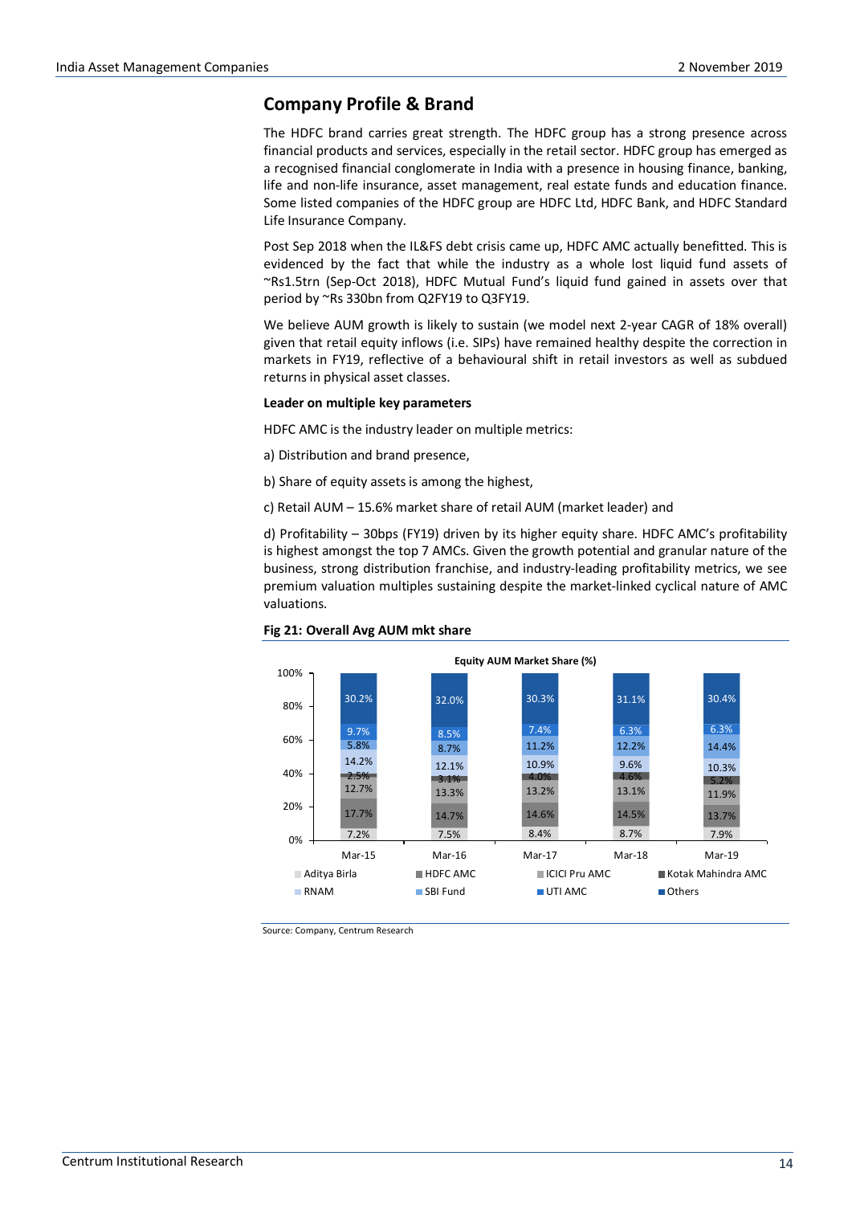## Company Profile & Brand

The HDFC brand carries great strength. The HDFC group has a strong presence across financial products and services, especially in the retail sector. HDFC group has emerged as a recognised financial conglomerate in India with a presence in housing finance, banking, life and non-life insurance, asset management, real estate funds and education finance. Some listed companies of the HDFC group are HDFC Ltd, HDFC Bank, and HDFC Standard Life Insurance Company.

Post Sep 2018 when the IL&FS debt crisis came up, HDFC AMC actually benefitted. This is evidenced by the fact that while the industry as a whole lost liquid fund assets of ~Rs1.5trn (Sep-Oct 2018), HDFC Mutual Fund's liquid fund gained in assets over that period by ~Rs 330bn from Q2FY19 to Q3FY19.

We believe AUM growth is likely to sustain (we model next 2-year CAGR of 18% overall) given that retail equity inflows (i.e. SIPs) have remained healthy despite the correction in markets in FY19, reflective of a behavioural shift in retail investors as well as subdued returns in physical asset classes.

**Leader on multiple key parameters**

HDFC AMC is the industry leader on multiple metrics:

a) Distribution and brand presence,

b) Share of equity assets is among the highest,

c) Retail AUM – 15.6% market share of retail AUM (market leader) and

d) Profitability – 30bps (FY19) driven by its higher equity share. HDFC AMC's profitability is highest amongst the top 7 AMCs. Given the growth potential and granular nature of the business, strong distribution franchise, and industry-leading profitability metrics, we see premium valuation multiples sustaining despite the market-linked cyclical nature of AMC valuations.

**Fig 21: Overall Avg AUM mkt share**

Equity AUM Market Share (%)

| | Mar-15 | Mar-16 | Mar-17 | Mar-18 | Mar-19 |
|---|---|---|---|---|---|
| Aditya Birla | 7.2% | 7.5% | 8.4% | 8.7% | 7.9% |
| HDFC AMC | 17.7% | 14.7% | 14.6% | 14.5% | 13.7% |
| ICICI Pru AMC | 12.7% | 13.3% | 13.2% | 13.1% | 11.9% |
| Kotak Mahindra AMC | 2.5% | 3.1% | 4.0% | 4.6% | 5.2% |
| RNAM | 14.2% | 12.1% | 10.9% | 9.6% | 10.3% |
| SBI Fund | 5.8% | 8.7% | 11.2% | 12.2% | 14.4% |
| UTI AMC | 9.7% | 8.5% | 7.4% | 6.3% | 6.3% |
| Others | 30.2% | 32.0% | 30.3% | 31.1% | 30.4% |

Source: Company, Centrum Research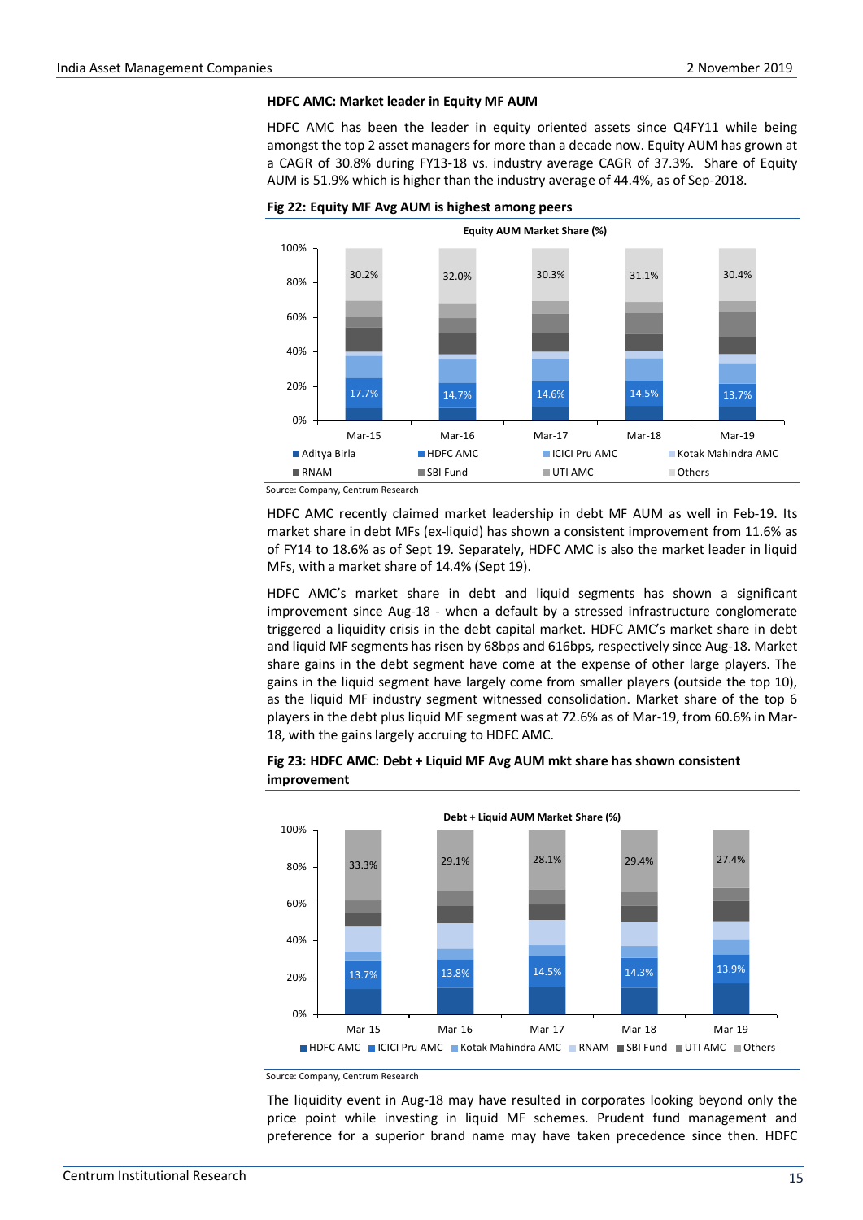### HDFC AMC: Market leader in Equity MF AUM

HDFC AMC has been the leader in equity oriented assets since Q4FY11 while being amongst the top 2 asset managers for more than a decade now. Equity AUM has grown at a CAGR of 30.8% during FY13-18 vs. industry average CAGR of 37.3%. Share of Equity AUM is 51.9% which is higher than the industry average of 44.4%, as of Sep-2018.

**Fig 22: Equity MF Avg AUM is highest among peers**

Equity AUM Market Share (%)

| | Mar-15 | Mar-16 | Mar-17 | Mar-18 | Mar-19 |
|---|---|---|---|---|---|
| HDFC AMC | 17.7% | 14.7% | 14.6% | 14.5% | 13.7% |
| Others | 30.2% | 32.0% | 30.3% | 31.1% | 30.4% |

Legend: Aditya Birla, HDFC AMC, ICICI Pru AMC, Kotak Mahindra AMC, RNAM, SBI Fund, UTI AMC, Others

Source: Company, Centrum Research

HDFC AMC recently claimed market leadership in debt MF AUM as well in Feb-19. Its market share in debt MFs (ex-liquid) has shown a consistent improvement from 11.6% as of FY14 to 18.6% as of Sept 19. Separately, HDFC AMC is also the market leader in liquid MFs, with a market share of 14.4% (Sept 19).

HDFC AMC's market share in debt and liquid segments has shown a significant improvement since Aug-18 - when a default by a stressed infrastructure conglomerate triggered a liquidity crisis in the debt capital market. HDFC AMC's market share in debt and liquid MF segments has risen by 68bps and 616bps, respectively since Aug-18. Market share gains in the debt segment have come at the expense of other large players. The gains in the liquid segment have largely come from smaller players (outside the top 10), as the liquid MF industry segment witnessed consolidation. Market share of the top 6 players in the debt plus liquid MF segment was at 72.6% as of Mar-19, from 60.6% in Mar-18, with the gains largely accruing to HDFC AMC.

**Fig 23: HDFC AMC: Debt + Liquid MF Avg AUM mkt share has shown consistent improvement**

Debt + Liquid AUM Market Share (%)

| | Mar-15 | Mar-16 | Mar-17 | Mar-18 | Mar-19 |
|---|---|---|---|---|---|
| HDFC AMC | 13.7% | 13.8% | 14.5% | 14.3% | 13.9% |
| Others | 33.3% | 29.1% | 28.1% | 29.4% | 27.4% |

Legend: HDFC AMC, ICICI Pru AMC, Kotak Mahindra AMC, RNAM, SBI Fund, UTI AMC, Others

Source: Company, Centrum Research

The liquidity event in Aug-18 may have resulted in corporates looking beyond only the price point while investing in liquid MF schemes. Prudent fund management and preference for a superior brand name may have taken precedence since then. HDFC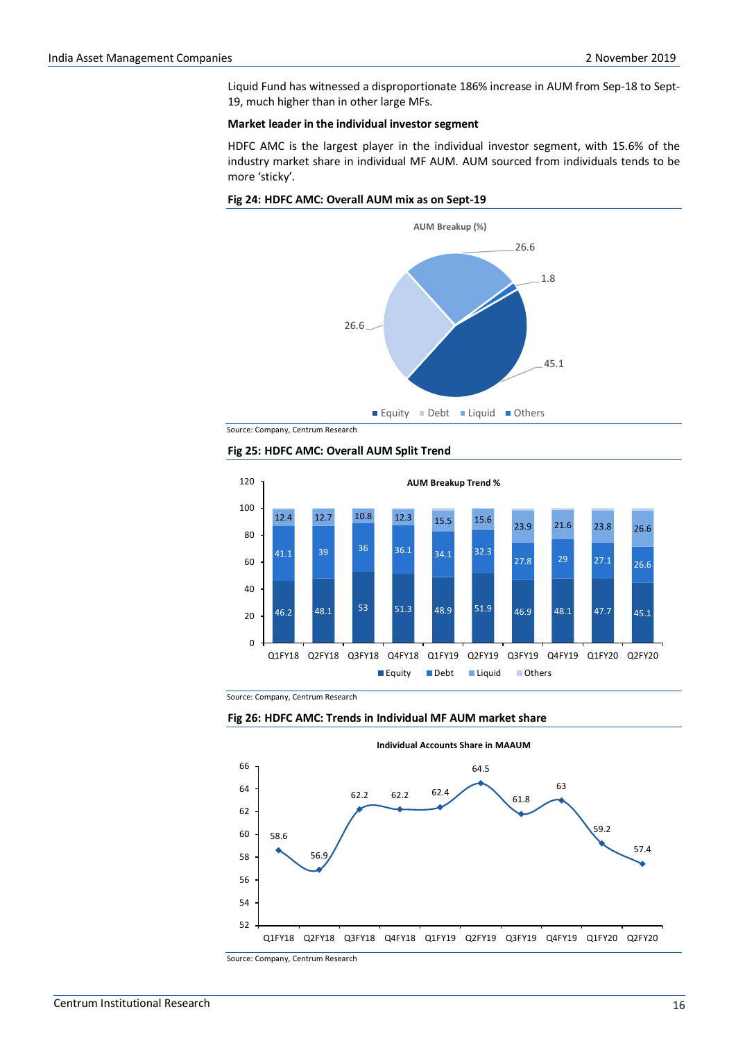Liquid Fund has witnessed a disproportionate 186% increase in AUM from Sep-18 to Sept-19, much higher than in other large MFs.

**Market leader in the individual investor segment**

HDFC AMC is the largest player in the individual investor segment, with 15.6% of the industry market share in individual MF AUM. AUM sourced from individuals tends to be more 'sticky'.

**Fig 24: HDFC AMC: Overall AUM mix as on Sept-19**

AUM Breakup (%)

| Category | % |
|---|---|
| Equity | 45.1 |
| Debt | 26.6 |
| Liquid | 26.6 |
| Others | 1.8 |

Source: Company, Centrum Research

**Fig 25: HDFC AMC: Overall AUM Split Trend**

AUM Breakup Trend %

| | Q1FY18 | Q2FY18 | Q3FY18 | Q4FY18 | Q1FY19 | Q2FY19 | Q3FY19 | Q4FY19 | Q1FY20 | Q2FY20 |
|---|---|---|---|---|---|---|---|---|---|---|
| Equity | 46.2 | 48.1 | 53 | 51.3 | 48.9 | 51.9 | 46.9 | 48.1 | 47.7 | 45.1 |
| Debt | 41.1 | 39 | 36 | 36.1 | 34.1 | 32.3 | 27.8 | 29 | 27.1 | 26.6 |
| Liquid | 12.4 | 12.7 | 10.8 | 12.3 | 15.5 | 15.6 | 23.9 | 21.6 | 23.8 | 26.6 |

Source: Company, Centrum Research

**Fig 26: HDFC AMC: Trends in Individual MF AUM market share**

Individual Accounts Share in MAAUM

| Q1FY18 | Q2FY18 | Q3FY18 | Q4FY18 | Q1FY19 | Q2FY19 | Q3FY19 | Q4FY19 | Q1FY20 | Q2FY20 |
|---|---|---|---|---|---|---|---|---|---|
| 58.6 | 56.9 | 62.2 | 62.2 | 62.4 | 64.5 | 61.8 | 63 | 59.2 | 57.4 |

Source: Company, Centrum Research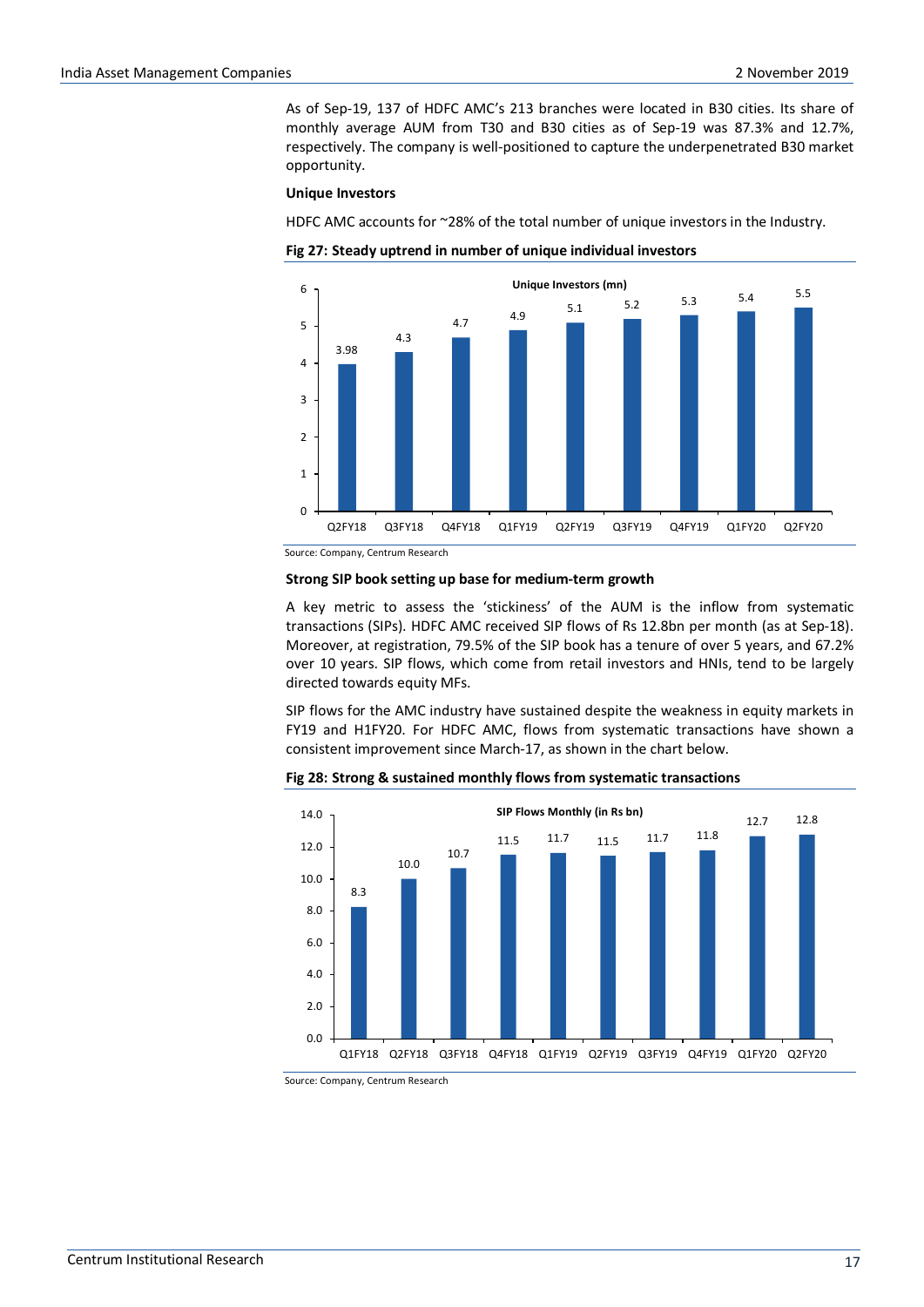As of Sep-19, 137 of HDFC AMC's 213 branches were located in B30 cities. Its share of monthly average AUM from T30 and B30 cities as of Sep-19 was 87.3% and 12.7%, respectively. The company is well-positioned to capture the underpenetrated B30 market opportunity.

**Unique Investors**

HDFC AMC accounts for ~28% of the total number of unique investors in the Industry.

**Fig 27: Steady uptrend in number of unique individual investors**

Unique Investors (mn)

| Quarter | Unique Investors (mn) |
|---|---|
| Q2FY18 | 3.98 |
| Q3FY18 | 4.3 |
| Q4FY18 | 4.7 |
| Q1FY19 | 4.9 |
| Q2FY19 | 5.1 |
| Q3FY19 | 5.2 |
| Q4FY19 | 5.3 |
| Q1FY20 | 5.4 |
| Q2FY20 | 5.5 |

Source: Company, Centrum Research

**Strong SIP book setting up base for medium-term growth**

A key metric to assess the 'stickiness' of the AUM is the inflow from systematic transactions (SIPs). HDFC AMC received SIP flows of Rs 12.8bn per month (as at Sep-18). Moreover, at registration, 79.5% of the SIP book has a tenure of over 5 years, and 67.2% over 10 years. SIP flows, which come from retail investors and HNIs, tend to be largely directed towards equity MFs.

SIP flows for the AMC industry have sustained despite the weakness in equity markets in FY19 and H1FY20. For HDFC AMC, flows from systematic transactions have shown a consistent improvement since March-17, as shown in the chart below.

**Fig 28: Strong & sustained monthly flows from systematic transactions**

SIP Flows Monthly (in Rs bn)

| Quarter | SIP Flows Monthly (in Rs bn) |
|---|---|
| Q1FY18 | 8.3 |
| Q2FY18 | 10.0 |
| Q3FY18 | 10.7 |
| Q4FY18 | 11.5 |
| Q1FY19 | 11.7 |
| Q2FY19 | 11.5 |
| Q3FY19 | 11.7 |
| Q4FY19 | 11.8 |
| Q1FY20 | 12.7 |
| Q2FY20 | 12.8 |

Source: Company, Centrum Research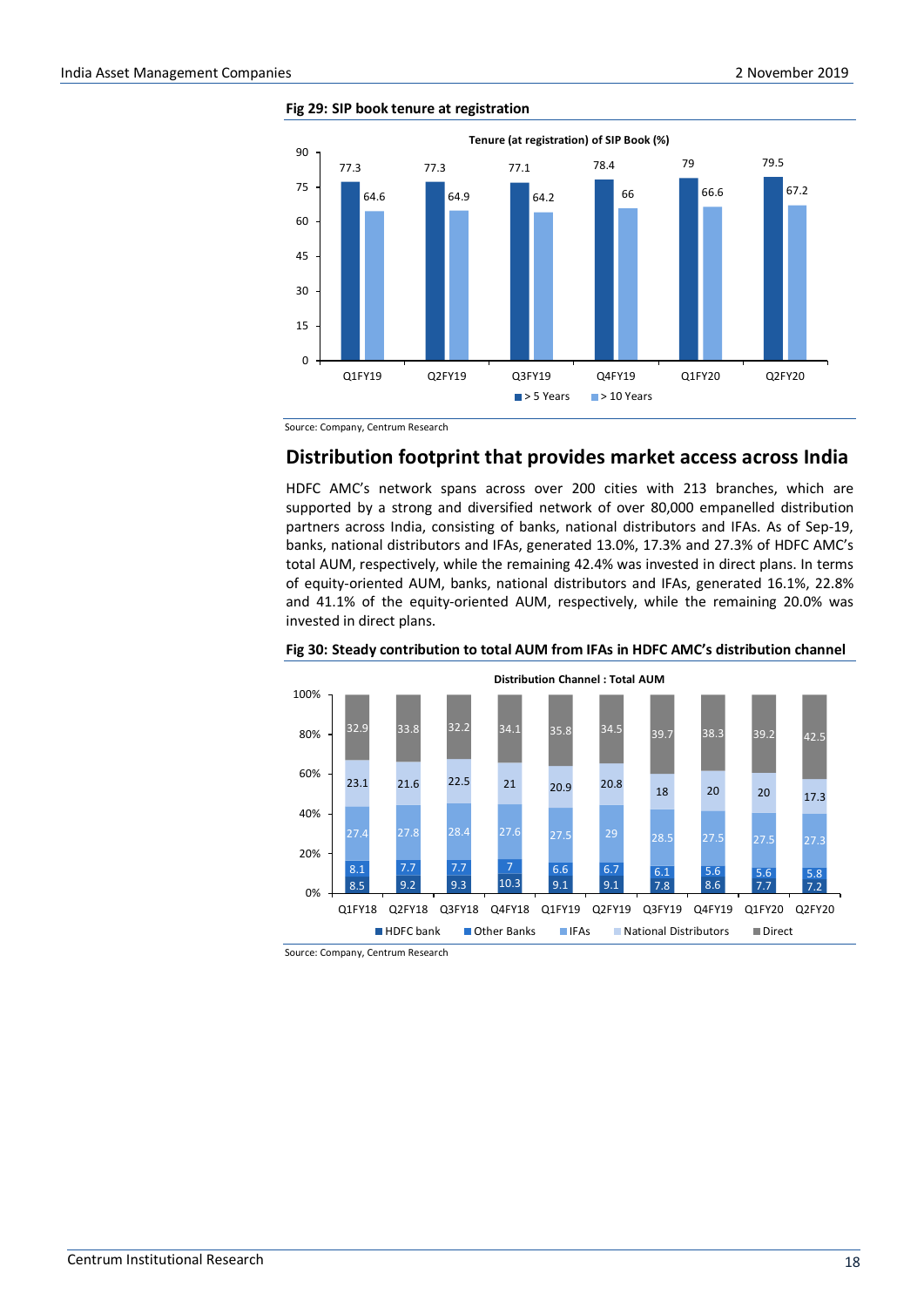**Fig 29: SIP book tenure at registration**

Tenure (at registration) of SIP Book (%)

| | > 5 Years | > 10 Years |
|---|---|---|
| Q1FY19 | 77.3 | 64.6 |
| Q2FY19 | 77.3 | 64.9 |
| Q3FY19 | 77.1 | 64.2 |
| Q4FY19 | 78.4 | 66 |
| Q1FY20 | 79 | 66.6 |
| Q2FY20 | 79.5 | 67.2 |

Source: Company, Centrum Research

## Distribution footprint that provides market access across India

HDFC AMC's network spans across over 200 cities with 213 branches, which are supported by a strong and diversified network of over 80,000 empanelled distribution partners across India, consisting of banks, national distributors and IFAs. As of Sep-19, banks, national distributors and IFAs, generated 13.0%, 17.3% and 27.3% of HDFC AMC's total AUM, respectively, while the remaining 42.4% was invested in direct plans. In terms of equity-oriented AUM, banks, national distributors and IFAs, generated 16.1%, 22.8% and 41.1% of the equity-oriented AUM, respectively, while the remaining 20.0% was invested in direct plans.

**Fig 30: Steady contribution to total AUM from IFAs in HDFC AMC's distribution channel**

Distribution Channel : Total AUM

| | HDFC bank | Other Banks | IFAs | National Distributors | Direct |
|---|---|---|---|---|---|
| Q1FY18 | 8.5 | 8.1 | 27.4 | 23.1 | 32.9 |
| Q2FY18 | 9.2 | 7.7 | 27.8 | 21.6 | 33.8 |
| Q3FY18 | 9.3 | 7.7 | 28.4 | 22.5 | 32.2 |
| Q4FY18 | 10.3 | 7 | 27.6 | 21 | 34.1 |
| Q1FY19 | 9.1 | 6.6 | 27.5 | 20.9 | 35.8 |
| Q2FY19 | 9.1 | 6.7 | 29 | 20.8 | 34.5 |
| Q3FY19 | 7.8 | 6.1 | 28.5 | 18 | 39.7 |
| Q4FY19 | 8.6 | 5.6 | 27.5 | 20 | 38.3 |
| Q1FY20 | 7.7 | 5.6 | 27.5 | 20 | 39.2 |
| Q2FY20 | 7.2 | 5.8 | 27.3 | 17.3 | 42.5 |

Source: Company, Centrum Research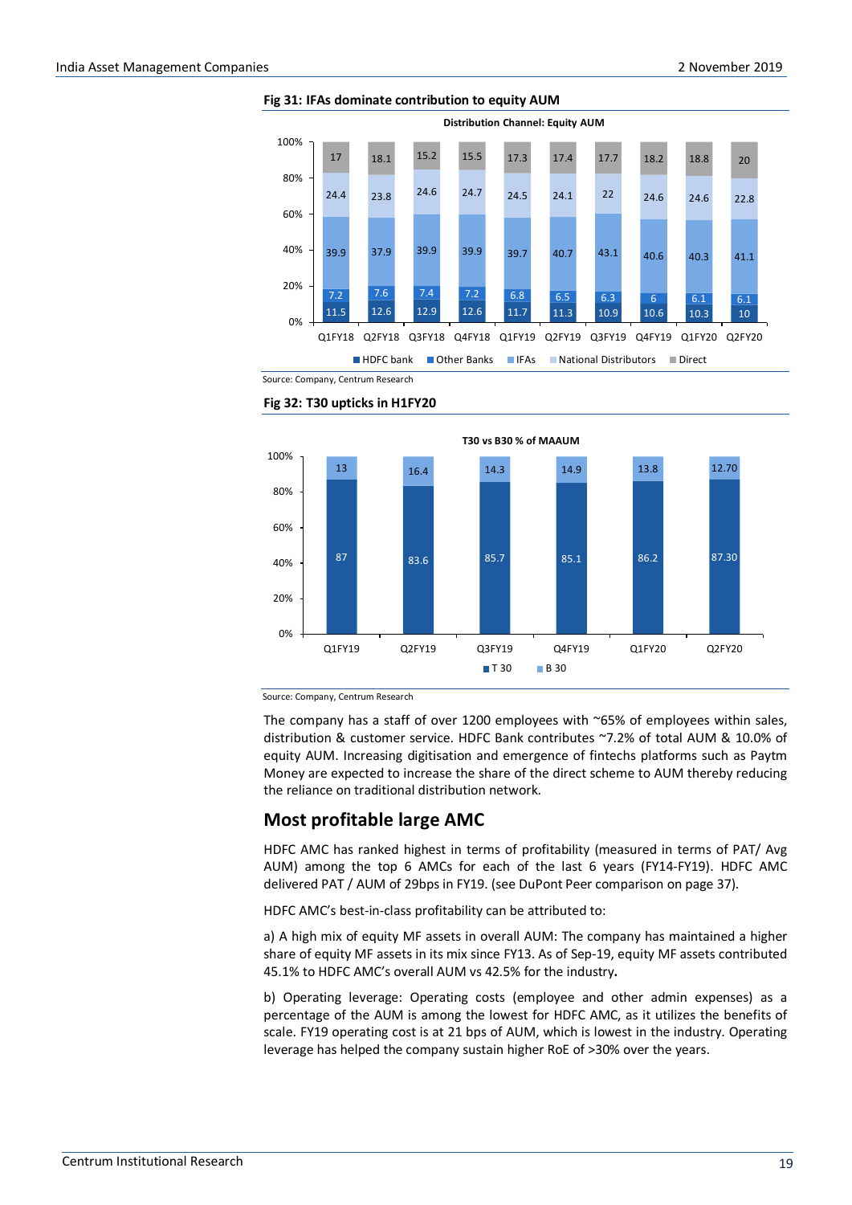**Fig 31: IFAs dominate contribution to equity AUM**

Distribution Channel: Equity AUM

| | Q1FY18 | Q2FY18 | Q3FY18 | Q4FY18 | Q1FY19 | Q2FY19 | Q3FY19 | Q4FY19 | Q1FY20 | Q2FY20 |
|---|---|---|---|---|---|---|---|---|---|---|
| HDFC bank | 11.5 | 12.6 | 12.9 | 12.6 | 11.7 | 11.3 | 10.9 | 10.6 | 10.3 | 10 |
| Other Banks | 7.2 | 7.6 | 7.4 | 7.2 | 6.8 | 6.5 | 6.3 | 6 | 6.1 | 6.1 |
| IFAs | 39.9 | 37.9 | 39.9 | 39.9 | 39.7 | 40.7 | 43.1 | 40.6 | 40.3 | 41.1 |
| National Distributors | 24.4 | 23.8 | 24.6 | 24.7 | 24.5 | 24.1 | 22 | 24.6 | 24.6 | 22.8 |
| Direct | 17 | 18.1 | 15.2 | 15.5 | 17.3 | 17.4 | 17.7 | 18.2 | 18.8 | 20 |

Source: Company, Centrum Research

**Fig 32: T30 upticks in H1FY20**

T30 vs B30 % of MAAUM

| | Q1FY19 | Q2FY19 | Q3FY19 | Q4FY19 | Q1FY20 | Q2FY20 |
|---|---|---|---|---|---|---|
| T 30 | 87 | 83.6 | 85.7 | 85.1 | 86.2 | 87.30 |
| B 30 | 13 | 16.4 | 14.3 | 14.9 | 13.8 | 12.70 |

Source: Company, Centrum Research

The company has a staff of over 1200 employees with ~65% of employees within sales, distribution & customer service. HDFC Bank contributes ~7.2% of total AUM & 10.0% of equity AUM. Increasing digitisation and emergence of fintechs platforms such as Paytm Money are expected to increase the share of the direct scheme to AUM thereby reducing the reliance on traditional distribution network.

## Most profitable large AMC

HDFC AMC has ranked highest in terms of profitability (measured in terms of PAT/ Avg AUM) among the top 6 AMCs for each of the last 6 years (FY14-FY19). HDFC AMC delivered PAT / AUM of 29bps in FY19. (see DuPont Peer comparison on page 37).

HDFC AMC's best-in-class profitability can be attributed to:

a) A high mix of equity MF assets in overall AUM: The company has maintained a higher share of equity MF assets in its mix since FY13. As of Sep-19, equity MF assets contributed 45.1% to HDFC AMC's overall AUM vs 42.5% for the industry**.**

b) Operating leverage: Operating costs (employee and other admin expenses) as a percentage of the AUM is among the lowest for HDFC AMC, as it utilizes the benefits of scale. FY19 operating cost is at 21 bps of AUM, which is lowest in the industry. Operating leverage has helped the company sustain higher RoE of >30% over the years.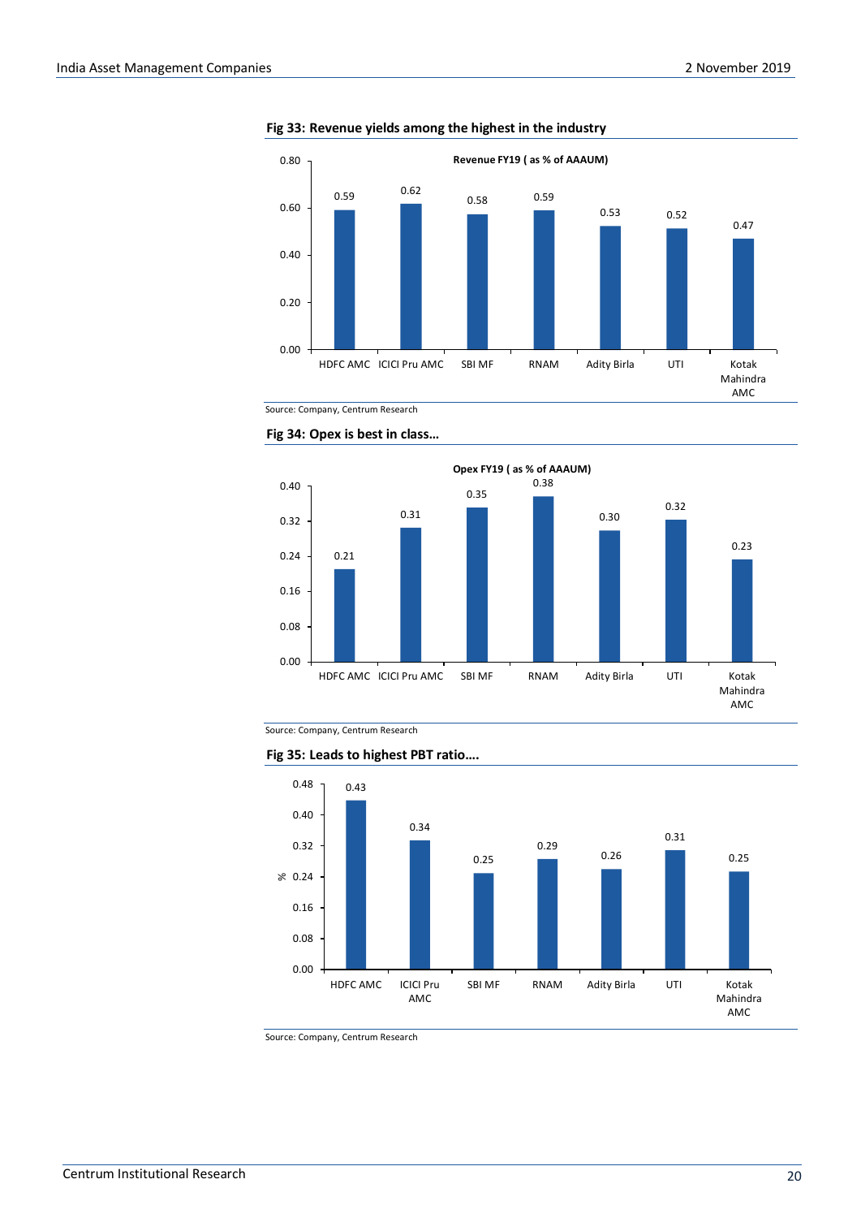**Fig 33: Revenue yields among the highest in the industry**

Revenue FY19 ( as % of AAAUM)

| Company | Revenue FY19 (as % of AAAUM) |
| --- | --- |
| HDFC AMC | 0.59 |
| ICICI Pru AMC | 0.62 |
| SBI MF | 0.58 |
| RNAM | 0.59 |
| Adity Birla | 0.53 |
| UTI | 0.52 |
| Kotak Mahindra AMC | 0.47 |

Source: Company, Centrum Research

**Fig 34: Opex is best in class…**

Opex FY19 ( as % of AAAUM)

| Company | Opex FY19 (as % of AAAUM) |
| --- | --- |
| HDFC AMC | 0.21 |
| ICICI Pru AMC | 0.31 |
| SBI MF | 0.35 |
| RNAM | 0.38 |
| Adity Birla | 0.30 |
| UTI | 0.32 |
| Kotak Mahindra AMC | 0.23 |

Source: Company, Centrum Research

**Fig 35: Leads to highest PBT ratio….**

| Company | % |
| --- | --- |
| HDFC AMC | 0.43 |
| ICICI Pru AMC | 0.34 |
| SBI MF | 0.25 |
| RNAM | 0.29 |
| Adity Birla | 0.26 |
| UTI | 0.31 |
| Kotak Mahindra AMC | 0.25 |

Source: Company, Centrum Research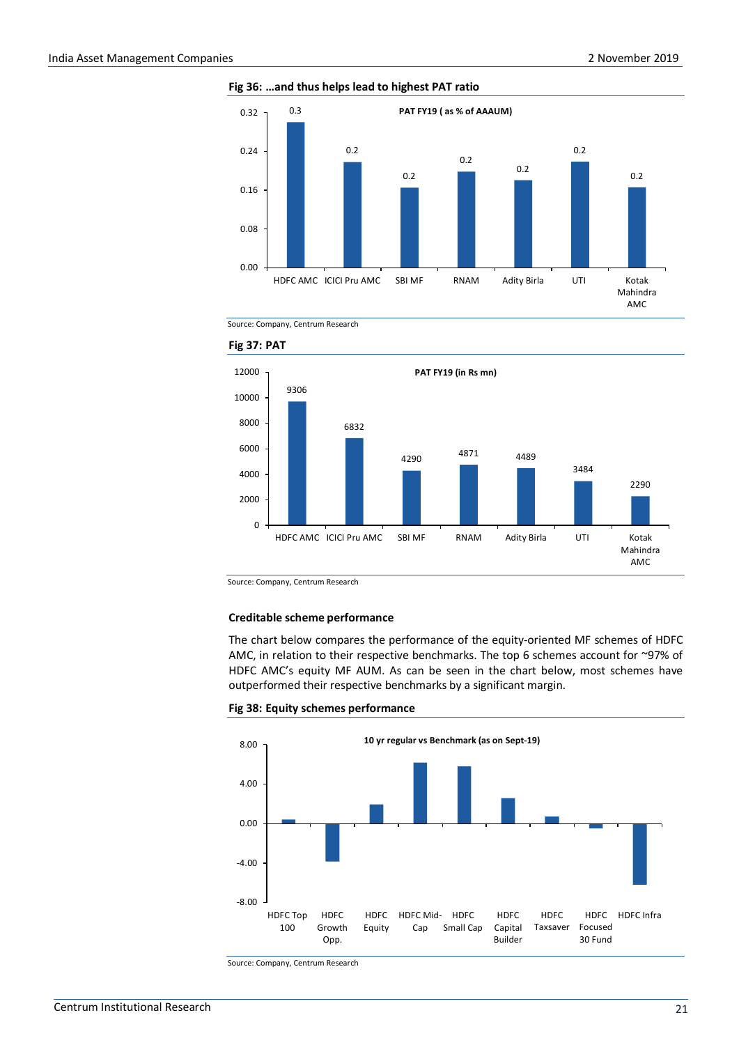**Fig 36: …and thus helps lead to highest PAT ratio**

PAT FY19 ( as % of AAAUM)

| Company | PAT FY19 (as % of AAAUM) |
|---|---|
| HDFC AMC | 0.3 |
| ICICI Pru AMC | 0.2 |
| SBI MF | 0.2 |
| RNAM | 0.2 |
| Adity Birla | 0.2 |
| UTI | 0.2 |
| Kotak Mahindra AMC | 0.2 |

Source: Company, Centrum Research

**Fig 37: PAT**

PAT FY19 (in Rs mn)

| Company | PAT FY19 (in Rs mn) |
|---|---|
| HDFC AMC | 9306 |
| ICICI Pru AMC | 6832 |
| SBI MF | 4290 |
| RNAM | 4871 |
| Adity Birla | 4489 |
| UTI | 3484 |
| Kotak Mahindra AMC | 2290 |

Source: Company, Centrum Research

**Creditable scheme performance**

The chart below compares the performance of the equity-oriented MF schemes of HDFC AMC, in relation to their respective benchmarks. The top 6 schemes account for ~97% of HDFC AMC's equity MF AUM. As can be seen in the chart below, most schemes have outperformed their respective benchmarks by a significant margin.

**Fig 38: Equity schemes performance**

10 yr regular vs Benchmark (as on Sept-19)

Schemes: HDFC Top 100, HDFC Growth Opp., HDFC Equity, HDFC Mid-Cap, HDFC Small Cap, HDFC Capital Builder, HDFC Taxsaver, HDFC Focused 30 Fund, HDFC Infra

Source: Company, Centrum Research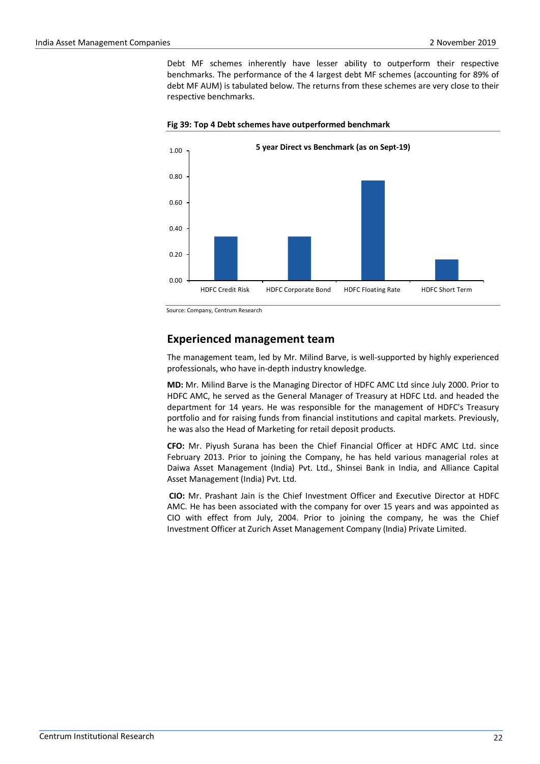Debt MF schemes inherently have lesser ability to outperform their respective benchmarks. The performance of the 4 largest debt MF schemes (accounting for 89% of debt MF AUM) is tabulated below. The returns from these schemes are very close to their respective benchmarks.

**Fig 39: Top 4 Debt schemes have outperformed benchmark**

5 year Direct vs Benchmark (as on Sept-19)

| Scheme | Value (approx.) |
|---|---|
| HDFC Credit Risk | 0.34 |
| HDFC Corporate Bond | 0.34 |
| HDFC Floating Rate | 0.77 |
| HDFC Short Term | 0.16 |

Source: Company, Centrum Research

## Experienced management team

The management team, led by Mr. Milind Barve, is well-supported by highly experienced professionals, who have in-depth industry knowledge.

**MD:** Mr. Milind Barve is the Managing Director of HDFC AMC Ltd since July 2000. Prior to HDFC AMC, he served as the General Manager of Treasury at HDFC Ltd. and headed the department for 14 years. He was responsible for the management of HDFC's Treasury portfolio and for raising funds from financial institutions and capital markets. Previously, he was also the Head of Marketing for retail deposit products.

**CFO:** Mr. Piyush Surana has been the Chief Financial Officer at HDFC AMC Ltd. since February 2013. Prior to joining the Company, he has held various managerial roles at Daiwa Asset Management (India) Pvt. Ltd., Shinsei Bank in India, and Alliance Capital Asset Management (India) Pvt. Ltd.

**CIO:** Mr. Prashant Jain is the Chief Investment Officer and Executive Director at HDFC AMC. He has been associated with the company for over 15 years and was appointed as CIO with effect from July, 2004. Prior to joining the company, he was the Chief Investment Officer at Zurich Asset Management Company (India) Private Limited.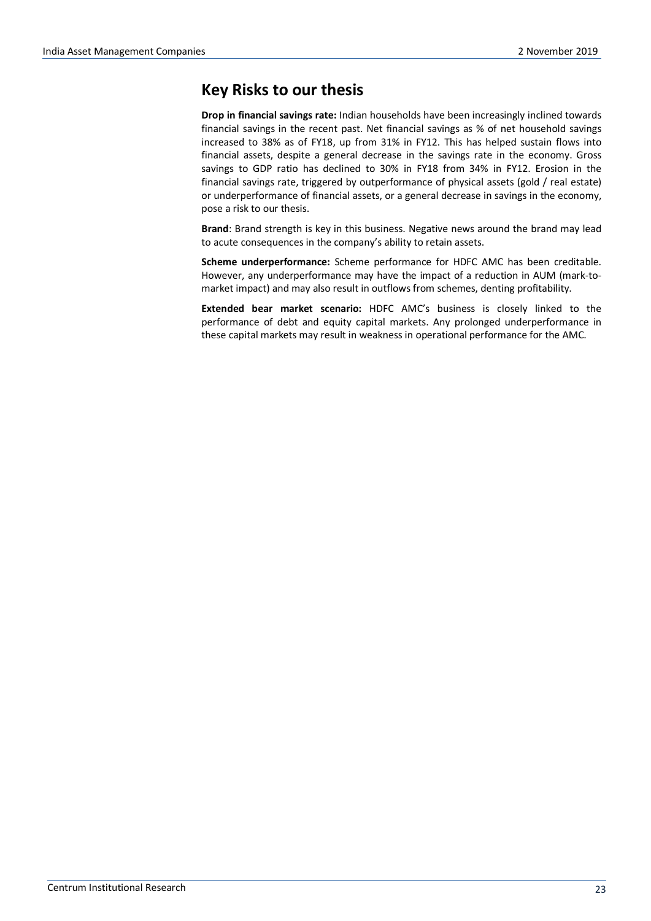## Key Risks to our thesis

**Drop in financial savings rate:** Indian households have been increasingly inclined towards financial savings in the recent past. Net financial savings as % of net household savings increased to 38% as of FY18, up from 31% in FY12. This has helped sustain flows into financial assets, despite a general decrease in the savings rate in the economy. Gross savings to GDP ratio has declined to 30% in FY18 from 34% in FY12. Erosion in the financial savings rate, triggered by outperformance of physical assets (gold / real estate) or underperformance of financial assets, or a general decrease in savings in the economy, pose a risk to our thesis.

**Brand**: Brand strength is key in this business. Negative news around the brand may lead to acute consequences in the company's ability to retain assets.

**Scheme underperformance:** Scheme performance for HDFC AMC has been creditable. However, any underperformance may have the impact of a reduction in AUM (mark-to-market impact) and may also result in outflows from schemes, denting profitability.

**Extended bear market scenario:** HDFC AMC's business is closely linked to the performance of debt and equity capital markets. Any prolonged underperformance in these capital markets may result in weakness in operational performance for the AMC.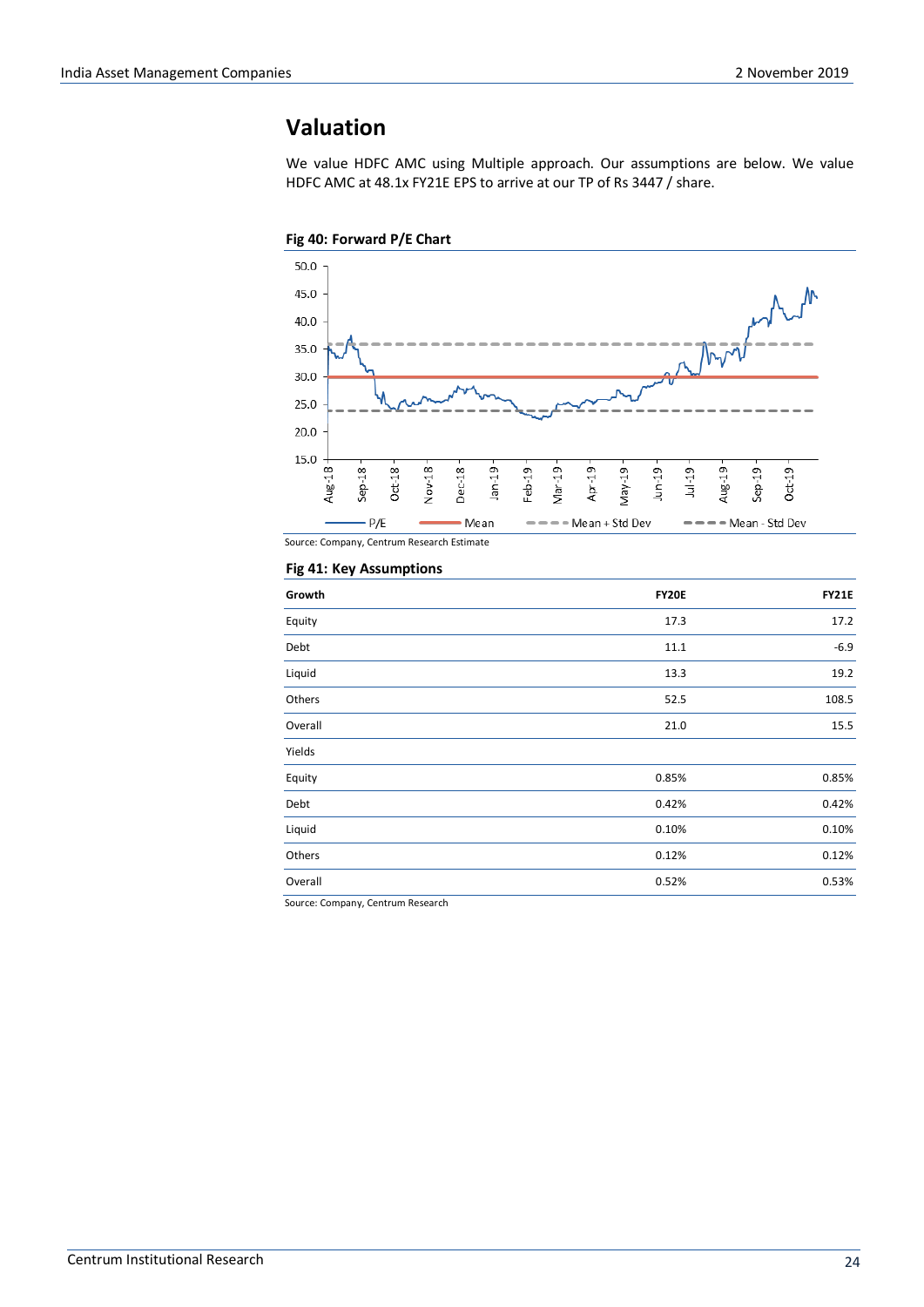## Valuation

We value HDFC AMC using Multiple approach. Our assumptions are below. We value HDFC AMC at 48.1x FY21E EPS to arrive at our TP of Rs 3447 / share.

**Fig 40: Forward P/E Chart**

Source: Company, Centrum Research Estimate

**Fig 41: Key Assumptions**

| Growth | FY20E | FY21E |
|---|---|---|
| Equity | 17.3 | 17.2 |
| Debt | 11.1 | -6.9 |
| Liquid | 13.3 | 19.2 |
| Others | 52.5 | 108.5 |
| Overall | 21.0 | 15.5 |
| Yields | | |
| Equity | 0.85% | 0.85% |
| Debt | 0.42% | 0.42% |
| Liquid | 0.10% | 0.10% |
| Others | 0.12% | 0.12% |
| Overall | 0.52% | 0.53% |

Source: Company, Centrum Research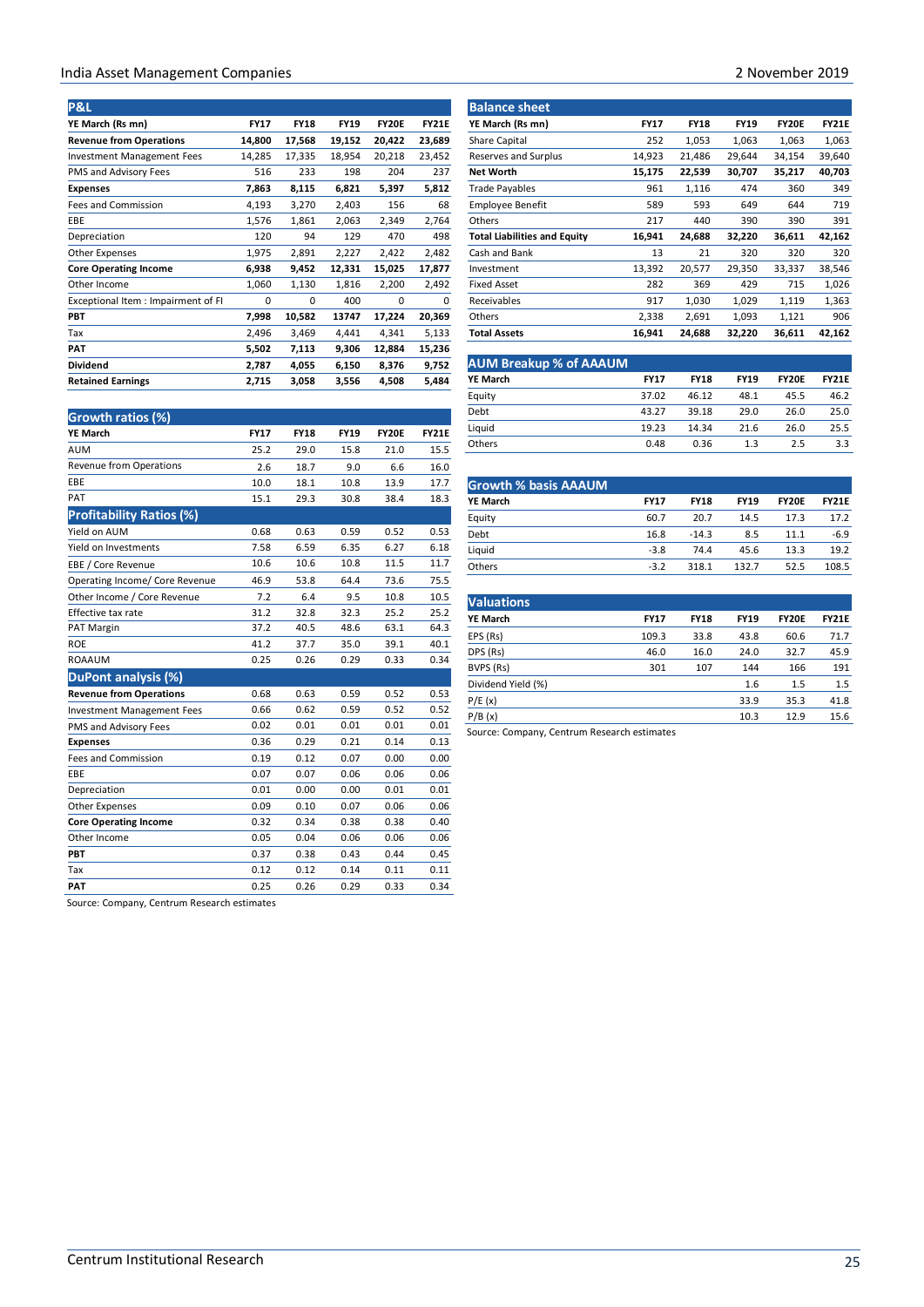### P&L

| YE March (Rs mn) | FY17 | FY18 | FY19 | FY20E | FY21E |
|---|---|---|---|---|---|
| **Revenue from Operations** | **14,800** | **17,568** | **19,152** | **20,422** | **23,689** |
| Investment Management Fees | 14,285 | 17,335 | 18,954 | 20,218 | 23,452 |
| PMS and Advisory Fees | 516 | 233 | 198 | 204 | 237 |
| **Expenses** | **7,863** | **8,115** | **6,821** | **5,397** | **5,812** |
| Fees and Commission | 4,193 | 3,270 | 2,403 | 156 | 68 |
| EBE | 1,576 | 1,861 | 2,063 | 2,349 | 2,764 |
| Depreciation | 120 | 94 | 129 | 470 | 498 |
| Other Expenses | 1,975 | 2,891 | 2,227 | 2,422 | 2,482 |
| **Core Operating Income** | **6,938** | **9,452** | **12,331** | **15,025** | **17,877** |
| Other Income | 1,060 | 1,130 | 1,816 | 2,200 | 2,492 |
| Exceptional Item : Impairment of FI | 0 | 0 | 400 | 0 | 0 |
| **PBT** | **7,998** | **10,582** | **13747** | **17,224** | **20,369** |
| Tax | 2,496 | 3,469 | 4,441 | 4,341 | 5,133 |
| **PAT** | **5,502** | **7,113** | **9,306** | **12,884** | **15,236** |
| **Dividend** | **2,787** | **4,055** | **6,150** | **8,376** | **9,752** |
| **Retained Earnings** | **2,715** | **3,058** | **3,556** | **4,508** | **5,484** |

### Growth ratios (%)

| YE March | FY17 | FY18 | FY19 | FY20E | FY21E |
|---|---|---|---|---|---|
| AUM | 25.2 | 29.0 | 15.8 | 21.0 | 15.5 |
| Revenue from Operations | 2.6 | 18.7 | 9.0 | 6.6 | 16.0 |
| EBE | 10.0 | 18.1 | 10.8 | 13.9 | 17.7 |
| PAT | 15.1 | 29.3 | 30.8 | 38.4 | 18.3 |
| **Profitability Ratios (%)** | | | | | |
| Yield on AUM | 0.68 | 0.63 | 0.59 | 0.52 | 0.53 |
| Yield on Investments | 7.58 | 6.59 | 6.35 | 6.27 | 6.18 |
| EBE / Core Revenue | 10.6 | 10.6 | 10.8 | 11.5 | 11.7 |
| Operating Income/ Core Revenue | 46.9 | 53.8 | 64.4 | 73.6 | 75.5 |
| Other Income / Core Revenue | 7.2 | 6.4 | 9.5 | 10.8 | 10.5 |
| Effective tax rate | 31.2 | 32.8 | 32.3 | 25.2 | 25.2 |
| PAT Margin | 37.2 | 40.5 | 48.6 | 63.1 | 64.3 |
| ROE | 41.2 | 37.7 | 35.0 | 39.1 | 40.1 |
| ROAAUM | 0.25 | 0.26 | 0.29 | 0.33 | 0.34 |
| **DuPont analysis (%)** | | | | | |
| **Revenue from Operations** | 0.68 | 0.63 | 0.59 | 0.52 | 0.53 |
| Investment Management Fees | 0.66 | 0.62 | 0.59 | 0.52 | 0.52 |
| PMS and Advisory Fees | 0.02 | 0.01 | 0.01 | 0.01 | 0.01 |
| **Expenses** | 0.36 | 0.29 | 0.21 | 0.14 | 0.13 |
| Fees and Commission | 0.19 | 0.12 | 0.07 | 0.00 | 0.00 |
| EBE | 0.07 | 0.07 | 0.06 | 0.06 | 0.06 |
| Depreciation | 0.01 | 0.00 | 0.00 | 0.01 | 0.01 |
| Other Expenses | 0.09 | 0.10 | 0.07 | 0.06 | 0.06 |
| **Core Operating Income** | 0.32 | 0.34 | 0.38 | 0.38 | 0.40 |
| Other Income | 0.05 | 0.04 | 0.06 | 0.06 | 0.06 |
| **PBT** | 0.37 | 0.38 | 0.43 | 0.44 | 0.45 |
| Tax | 0.12 | 0.12 | 0.14 | 0.11 | 0.11 |
| **PAT** | 0.25 | 0.26 | 0.29 | 0.33 | 0.34 |

Source: Company, Centrum Research estimates

### Balance sheet

| YE March (Rs mn) | FY17 | FY18 | FY19 | FY20E | FY21E |
|---|---|---|---|---|---|
| Share Capital | 252 | 1,053 | 1,063 | 1,063 | 1,063 |
| Reserves and Surplus | 14,923 | 21,486 | 29,644 | 34,154 | 39,640 |
| **Net Worth** | **15,175** | **22,539** | **30,707** | **35,217** | **40,703** |
| Trade Payables | 961 | 1,116 | 474 | 360 | 349 |
| Employee Benefit | 589 | 593 | 649 | 644 | 719 |
| Others | 217 | 440 | 390 | 390 | 391 |
| **Total Liabilities and Equity** | **16,941** | **24,688** | **32,220** | **36,611** | **42,162** |
| Cash and Bank | 13 | 21 | 320 | 320 | 320 |
| Investment | 13,392 | 20,577 | 29,350 | 33,337 | 38,546 |
| Fixed Asset | 282 | 369 | 429 | 715 | 1,026 |
| Receivables | 917 | 1,030 | 1,029 | 1,119 | 1,363 |
| Others | 2,338 | 2,691 | 1,093 | 1,121 | 906 |
| **Total Assets** | **16,941** | **24,688** | **32,220** | **36,611** | **42,162** |

### AUM Breakup % of AAAUM

| YE March | FY17 | FY18 | FY19 | FY20E | FY21E |
|---|---|---|---|---|---|
| Equity | 37.02 | 46.12 | 48.1 | 45.5 | 46.2 |
| Debt | 43.27 | 39.18 | 29.0 | 26.0 | 25.0 |
| Liquid | 19.23 | 14.34 | 21.6 | 26.0 | 25.5 |
| Others | 0.48 | 0.36 | 1.3 | 2.5 | 3.3 |

### Growth % basis AAAUM

| YE March | FY17 | FY18 | FY19 | FY20E | FY21E |
|---|---|---|---|---|---|
| Equity | 60.7 | 20.7 | 14.5 | 17.3 | 17.2 |
| Debt | 16.8 | -14.3 | 8.5 | 11.1 | -6.9 |
| Liquid | -3.8 | 74.4 | 45.6 | 13.3 | 19.2 |
| Others | -3.2 | 318.1 | 132.7 | 52.5 | 108.5 |

### Valuations

| YE March | FY17 | FY18 | FY19 | FY20E | FY21E |
|---|---|---|---|---|---|
| EPS (Rs) | 109.3 | 33.8 | 43.8 | 60.6 | 71.7 |
| DPS (Rs) | 46.0 | 16.0 | 24.0 | 32.7 | 45.9 |
| BVPS (Rs) | 301 | 107 | 144 | 166 | 191 |
| Dividend Yield (%) | | | 1.6 | 1.5 | 1.5 |
| P/E (x) | | | 33.9 | 35.3 | 41.8 |
| P/B (x) | | | 10.3 | 12.9 | 15.6 |

Source: Company, Centrum Research estimates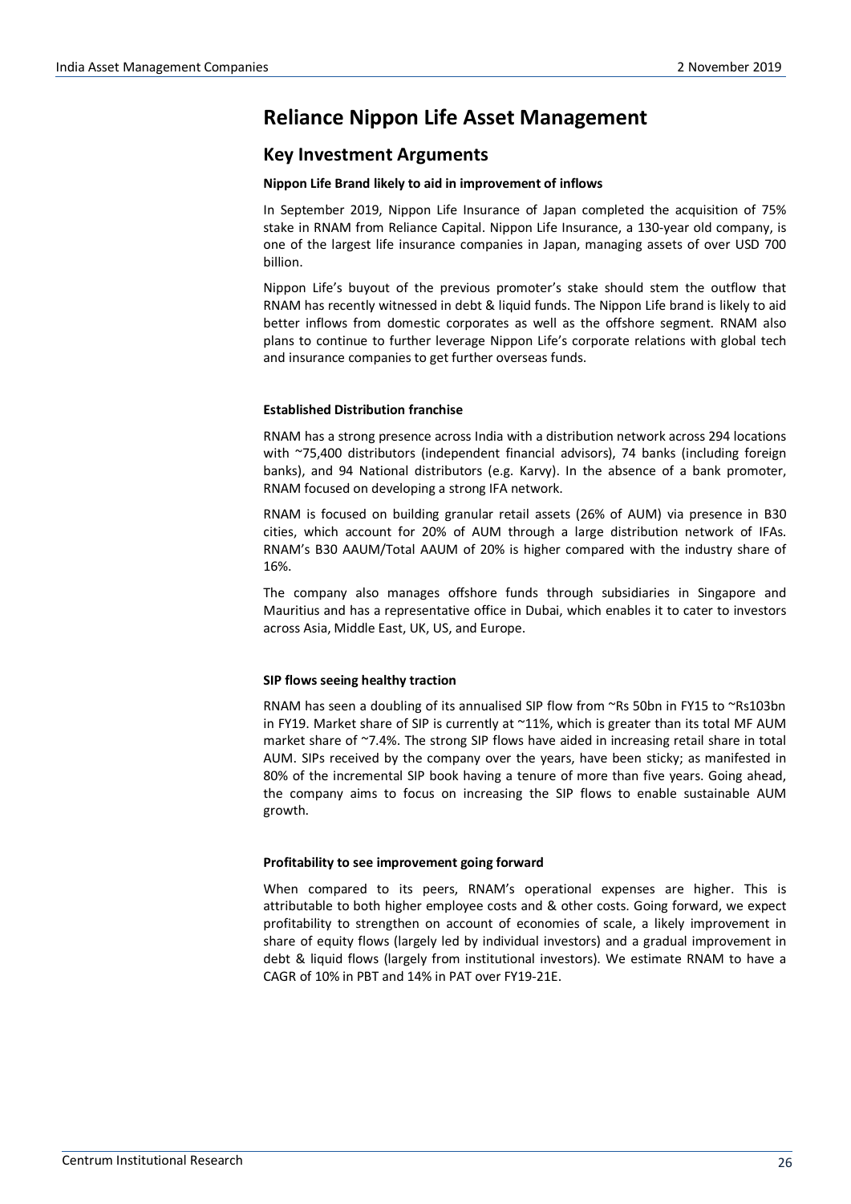# Reliance Nippon Life Asset Management

## Key Investment Arguments

**Nippon Life Brand likely to aid in improvement of inflows**

In September 2019, Nippon Life Insurance of Japan completed the acquisition of 75% stake in RNAM from Reliance Capital. Nippon Life Insurance, a 130-year old company, is one of the largest life insurance companies in Japan, managing assets of over USD 700 billion.

Nippon Life's buyout of the previous promoter's stake should stem the outflow that RNAM has recently witnessed in debt & liquid funds. The Nippon Life brand is likely to aid better inflows from domestic corporates as well as the offshore segment. RNAM also plans to continue to further leverage Nippon Life's corporate relations with global tech and insurance companies to get further overseas funds.

**Established Distribution franchise**

RNAM has a strong presence across India with a distribution network across 294 locations with ~75,400 distributors (independent financial advisors), 74 banks (including foreign banks), and 94 National distributors (e.g. Karvy). In the absence of a bank promoter, RNAM focused on developing a strong IFA network.

RNAM is focused on building granular retail assets (26% of AUM) via presence in B30 cities, which account for 20% of AUM through a large distribution network of IFAs. RNAM's B30 AAUM/Total AAUM of 20% is higher compared with the industry share of 16%.

The company also manages offshore funds through subsidiaries in Singapore and Mauritius and has a representative office in Dubai, which enables it to cater to investors across Asia, Middle East, UK, US, and Europe.

**SIP flows seeing healthy traction**

RNAM has seen a doubling of its annualised SIP flow from ~Rs 50bn in FY15 to ~Rs103bn in FY19. Market share of SIP is currently at ~11%, which is greater than its total MF AUM market share of ~7.4%. The strong SIP flows have aided in increasing retail share in total AUM. SIPs received by the company over the years, have been sticky; as manifested in 80% of the incremental SIP book having a tenure of more than five years. Going ahead, the company aims to focus on increasing the SIP flows to enable sustainable AUM growth.

**Profitability to see improvement going forward**

When compared to its peers, RNAM's operational expenses are higher. This is attributable to both higher employee costs and & other costs. Going forward, we expect profitability to strengthen on account of economies of scale, a likely improvement in share of equity flows (largely led by individual investors) and a gradual improvement in debt & liquid flows (largely from institutional investors). We estimate RNAM to have a CAGR of 10% in PBT and 14% in PAT over FY19-21E.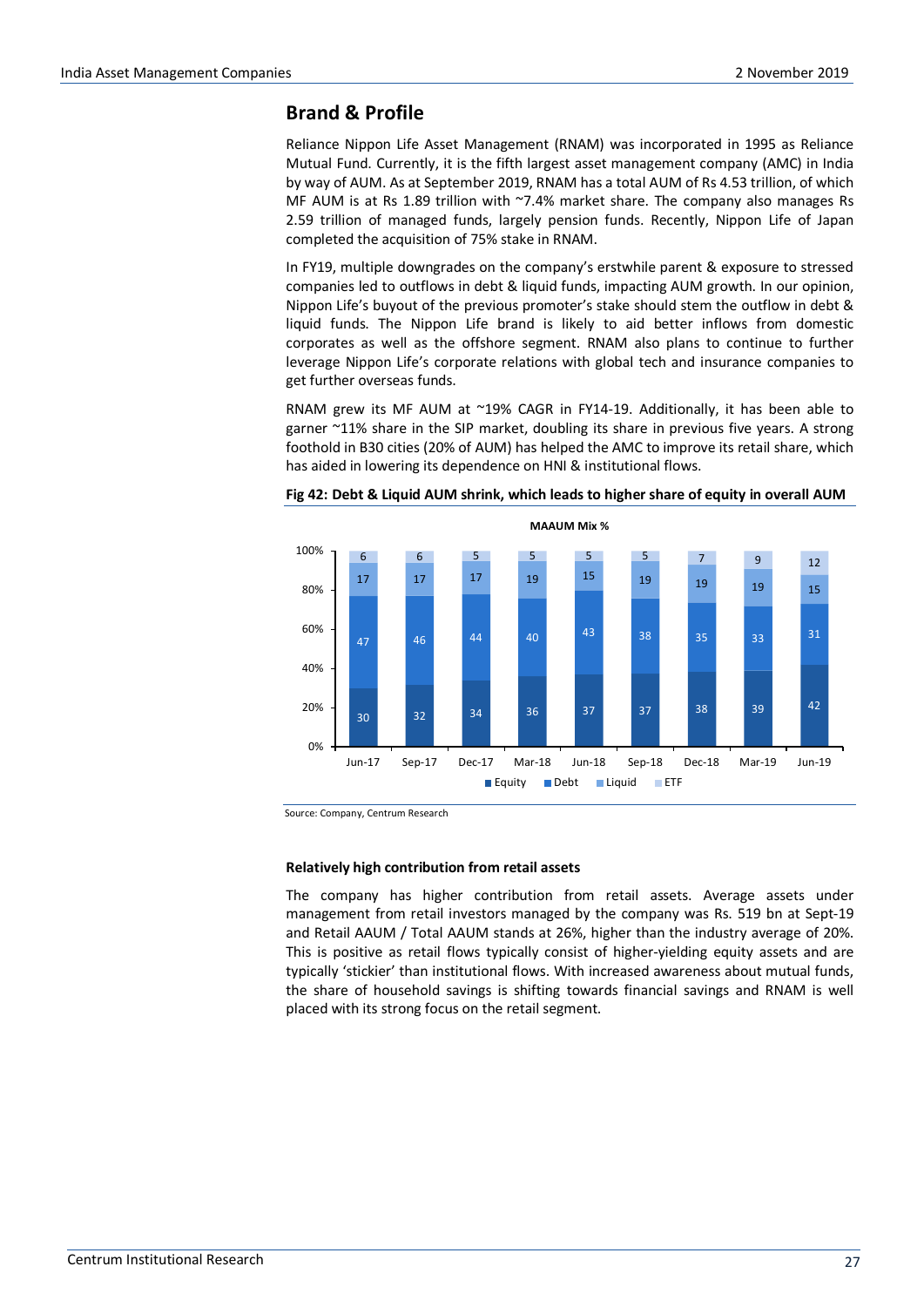## Brand & Profile

Reliance Nippon Life Asset Management (RNAM) was incorporated in 1995 as Reliance Mutual Fund. Currently, it is the fifth largest asset management company (AMC) in India by way of AUM. As at September 2019, RNAM has a total AUM of Rs 4.53 trillion, of which MF AUM is at Rs 1.89 trillion with ~7.4% market share. The company also manages Rs 2.59 trillion of managed funds, largely pension funds. Recently, Nippon Life of Japan completed the acquisition of 75% stake in RNAM.

In FY19, multiple downgrades on the company's erstwhile parent & exposure to stressed companies led to outflows in debt & liquid funds, impacting AUM growth. In our opinion, Nippon Life's buyout of the previous promoter's stake should stem the outflow in debt & liquid funds. The Nippon Life brand is likely to aid better inflows from domestic corporates as well as the offshore segment. RNAM also plans to continue to further leverage Nippon Life's corporate relations with global tech and insurance companies to get further overseas funds.

RNAM grew its MF AUM at ~19% CAGR in FY14-19. Additionally, it has been able to garner ~11% share in the SIP market, doubling its share in previous five years. A strong foothold in B30 cities (20% of AUM) has helped the AMC to improve its retail share, which has aided in lowering its dependence on HNI & institutional flows.

**Fig 42: Debt & Liquid AUM shrink, which leads to higher share of equity in overall AUM**

MAAUM Mix %

| | Jun-17 | Sep-17 | Dec-17 | Mar-18 | Jun-18 | Sep-18 | Dec-18 | Mar-19 | Jun-19 |
|---|---|---|---|---|---|---|---|---|---|
| Equity | 30 | 32 | 34 | 36 | 37 | 37 | 38 | 39 | 42 |
| Debt | 47 | 46 | 44 | 40 | 43 | 38 | 35 | 33 | 31 |
| Liquid | 17 | 17 | 17 | 19 | 15 | 19 | 19 | 19 | 15 |
| ETF | 6 | 6 | 5 | 5 | 5 | 5 | 7 | 9 | 12 |

Source: Company, Centrum Research

### Relatively high contribution from retail assets

The company has higher contribution from retail assets. Average assets under management from retail investors managed by the company was Rs. 519 bn at Sept-19 and Retail AAUM / Total AAUM stands at 26%, higher than the industry average of 20%. This is positive as retail flows typically consist of higher-yielding equity assets and are typically 'stickier' than institutional flows. With increased awareness about mutual funds, the share of household savings is shifting towards financial savings and RNAM is well placed with its strong focus on the retail segment.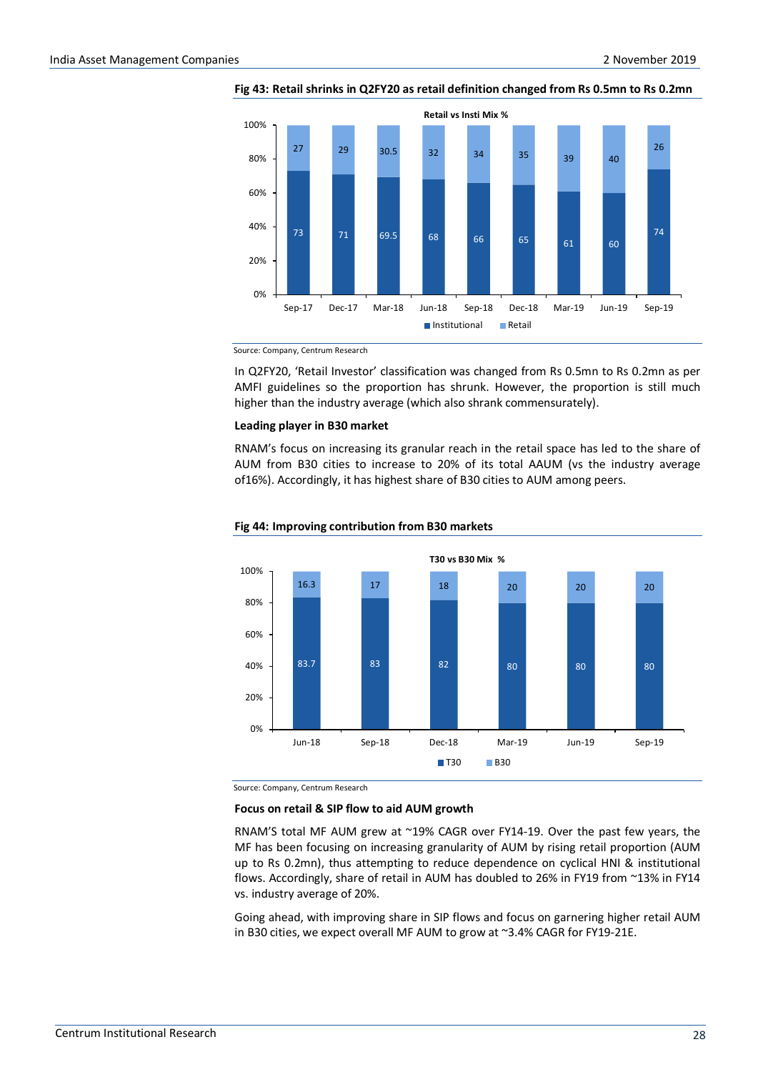**Fig 43: Retail shrinks in Q2FY20 as retail definition changed from Rs 0.5mn to Rs 0.2mn**

Retail vs Insti Mix %

| | Sep-17 | Dec-17 | Mar-18 | Jun-18 | Sep-18 | Dec-18 | Mar-19 | Jun-19 | Sep-19 |
|---|---|---|---|---|---|---|---|---|---|
| Institutional | 73 | 71 | 69.5 | 68 | 66 | 65 | 61 | 60 | 74 |
| Retail | 27 | 29 | 30.5 | 32 | 34 | 35 | 39 | 40 | 26 |

Source: Company, Centrum Research

In Q2FY20, 'Retail Investor' classification was changed from Rs 0.5mn to Rs 0.2mn as per AMFI guidelines so the proportion has shrunk. However, the proportion is still much higher than the industry average (which also shrank commensurately).

**Leading player in B30 market**

RNAM's focus on increasing its granular reach in the retail space has led to the share of AUM from B30 cities to increase to 20% of its total AAUM (vs the industry average of16%). Accordingly, it has highest share of B30 cities to AUM among peers.

**Fig 44: Improving contribution from B30 markets**

T30 vs B30 Mix %

| | Jun-18 | Sep-18 | Dec-18 | Mar-19 | Jun-19 | Sep-19 |
|---|---|---|---|---|---|---|
| T30 | 83.7 | 83 | 82 | 80 | 80 | 80 |
| B30 | 16.3 | 17 | 18 | 20 | 20 | 20 |

Source: Company, Centrum Research

**Focus on retail & SIP flow to aid AUM growth**

RNAM'S total MF AUM grew at ~19% CAGR over FY14-19. Over the past few years, the MF has been focusing on increasing granularity of AUM by rising retail proportion (AUM up to Rs 0.2mn), thus attempting to reduce dependence on cyclical HNI & institutional flows. Accordingly, share of retail in AUM has doubled to 26% in FY19 from ~13% in FY14 vs. industry average of 20%.

Going ahead, with improving share in SIP flows and focus on garnering higher retail AUM in B30 cities, we expect overall MF AUM to grow at ~3.4% CAGR for FY19-21E.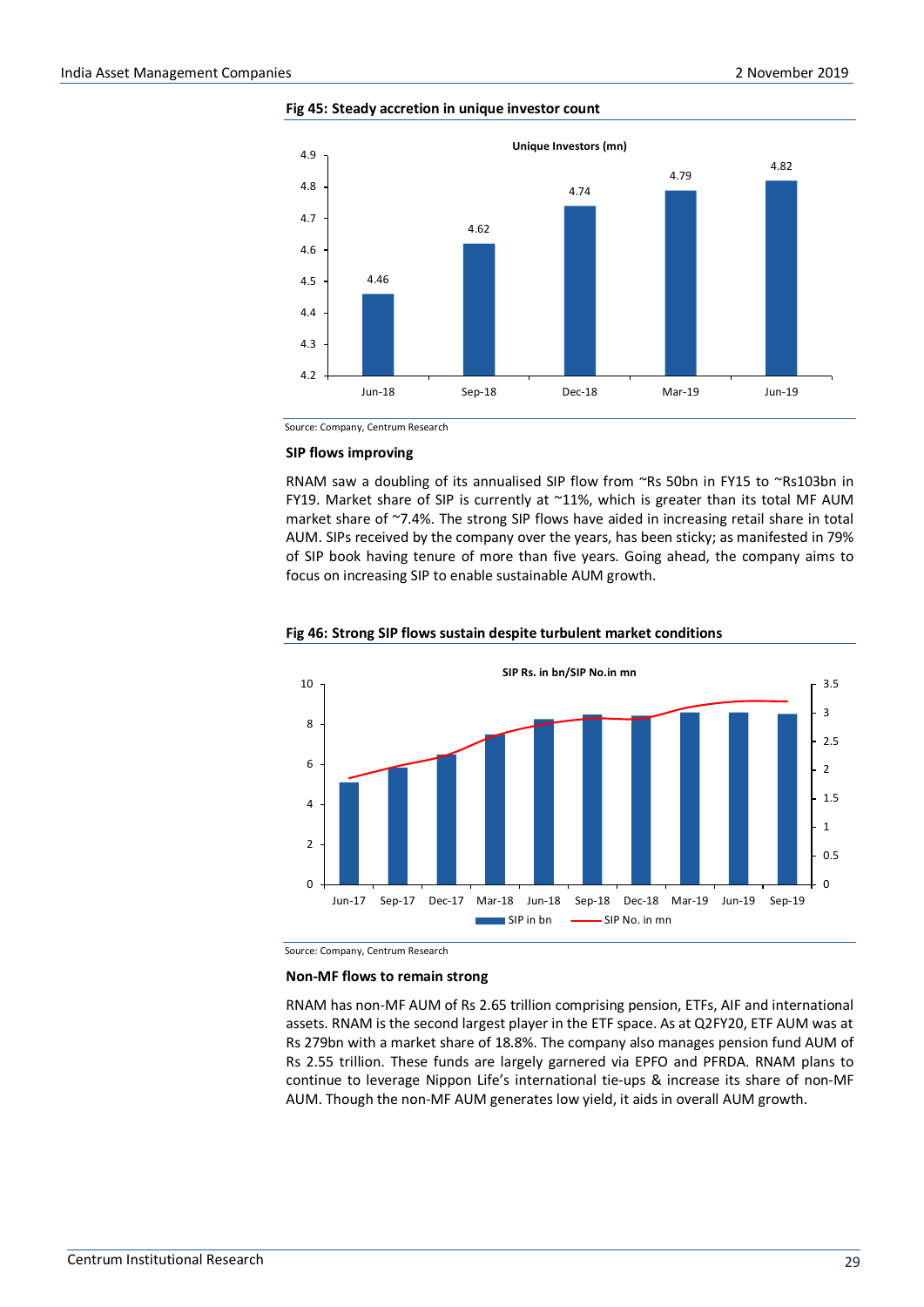**Fig 45: Steady accretion in unique investor count**

Unique Investors (mn)

| | Jun-18 | Sep-18 | Dec-18 | Mar-19 | Jun-19 |
|---|---|---|---|---|---|
| Unique Investors (mn) | 4.46 | 4.62 | 4.74 | 4.79 | 4.82 |

Source: Company, Centrum Research

### SIP flows improving

RNAM saw a doubling of its annualised SIP flow from ~Rs 50bn in FY15 to ~Rs103bn in FY19. Market share of SIP is currently at ~11%, which is greater than its total MF AUM market share of ~7.4%. The strong SIP flows have aided in increasing retail share in total AUM. SIPs received by the company over the years, has been sticky; as manifested in 79% of SIP book having tenure of more than five years. Going ahead, the company aims to focus on increasing SIP to enable sustainable AUM growth.

**Fig 46: Strong SIP flows sustain despite turbulent market conditions**

SIP Rs. in bn/SIP No.in mn

Legend: SIP in bn; SIP No. in mn

Source: Company, Centrum Research

### Non-MF flows to remain strong

RNAM has non-MF AUM of Rs 2.65 trillion comprising pension, ETFs, AIF and international assets. RNAM is the second largest player in the ETF space. As at Q2FY20, ETF AUM was at Rs 279bn with a market share of 18.8%. The company also manages pension fund AUM of Rs 2.55 trillion. These funds are largely garnered via EPFO and PFRDA. RNAM plans to continue to leverage Nippon Life's international tie-ups & increase its share of non-MF AUM. Though the non-MF AUM generates low yield, it aids in overall AUM growth.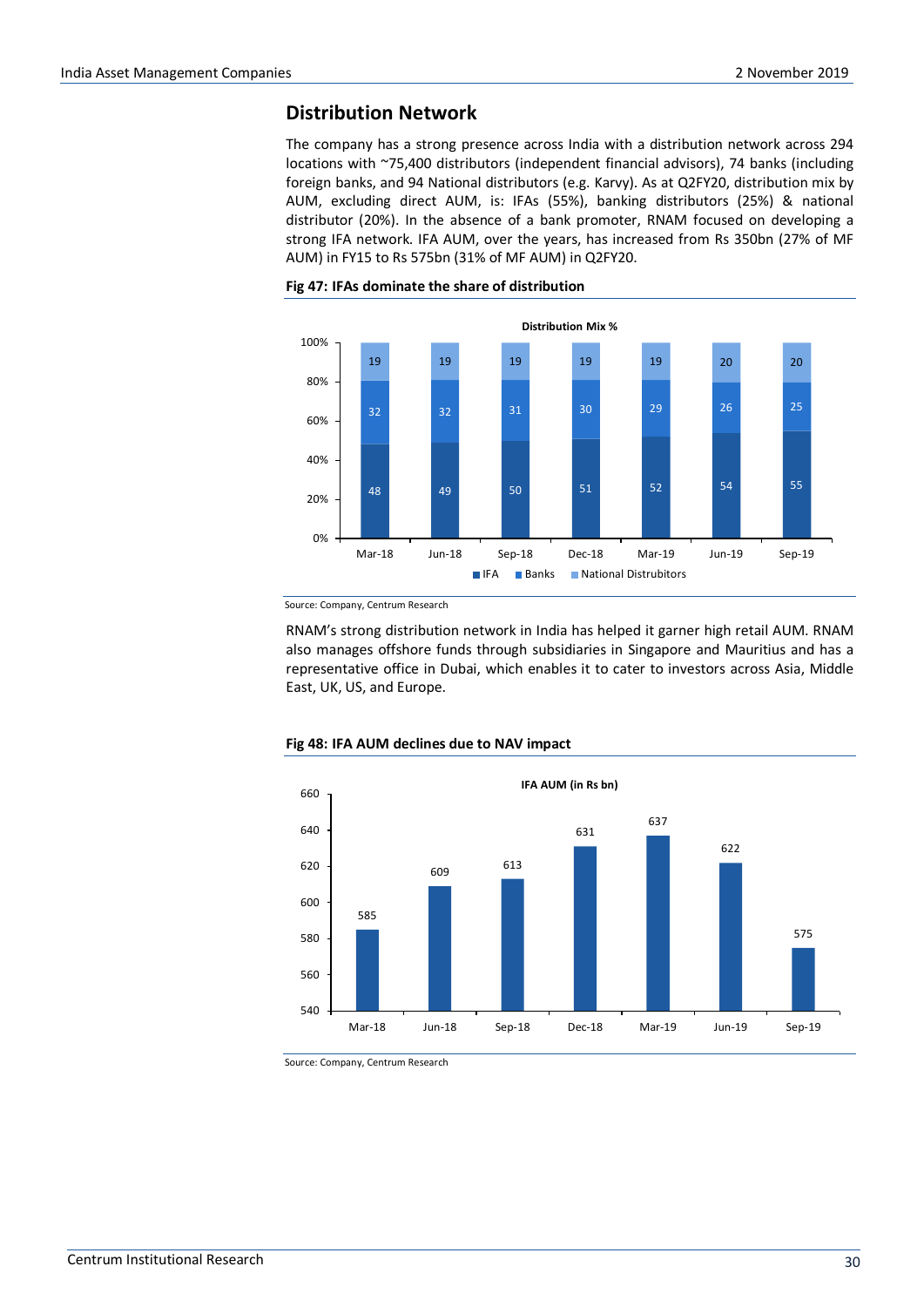## Distribution Network

The company has a strong presence across India with a distribution network across 294 locations with ~75,400 distributors (independent financial advisors), 74 banks (including foreign banks, and 94 National distributors (e.g. Karvy). As at Q2FY20, distribution mix by AUM, excluding direct AUM, is: IFAs (55%), banking distributors (25%) & national distributor (20%). In the absence of a bank promoter, RNAM focused on developing a strong IFA network. IFA AUM, over the years, has increased from Rs 350bn (27% of MF AUM) in FY15 to Rs 575bn (31% of MF AUM) in Q2FY20.

**Fig 47: IFAs dominate the share of distribution**

Distribution Mix %

| | Mar-18 | Jun-18 | Sep-18 | Dec-18 | Mar-19 | Jun-19 | Sep-19 |
|---|---|---|---|---|---|---|---|
| IFA | 48 | 49 | 50 | 51 | 52 | 54 | 55 |
| Banks | 32 | 32 | 31 | 30 | 29 | 26 | 25 |
| National Distrubitors | 19 | 19 | 19 | 19 | 19 | 20 | 20 |

Source: Company, Centrum Research

RNAM's strong distribution network in India has helped it garner high retail AUM. RNAM also manages offshore funds through subsidiaries in Singapore and Mauritius and has a representative office in Dubai, which enables it to cater to investors across Asia, Middle East, UK, US, and Europe.

**Fig 48: IFA AUM declines due to NAV impact**

IFA AUM (in Rs bn)

| | Mar-18 | Jun-18 | Sep-18 | Dec-18 | Mar-19 | Jun-19 | Sep-19 |
|---|---|---|---|---|---|---|---|
| IFA AUM | 585 | 609 | 613 | 631 | 637 | 622 | 575 |

Source: Company, Centrum Research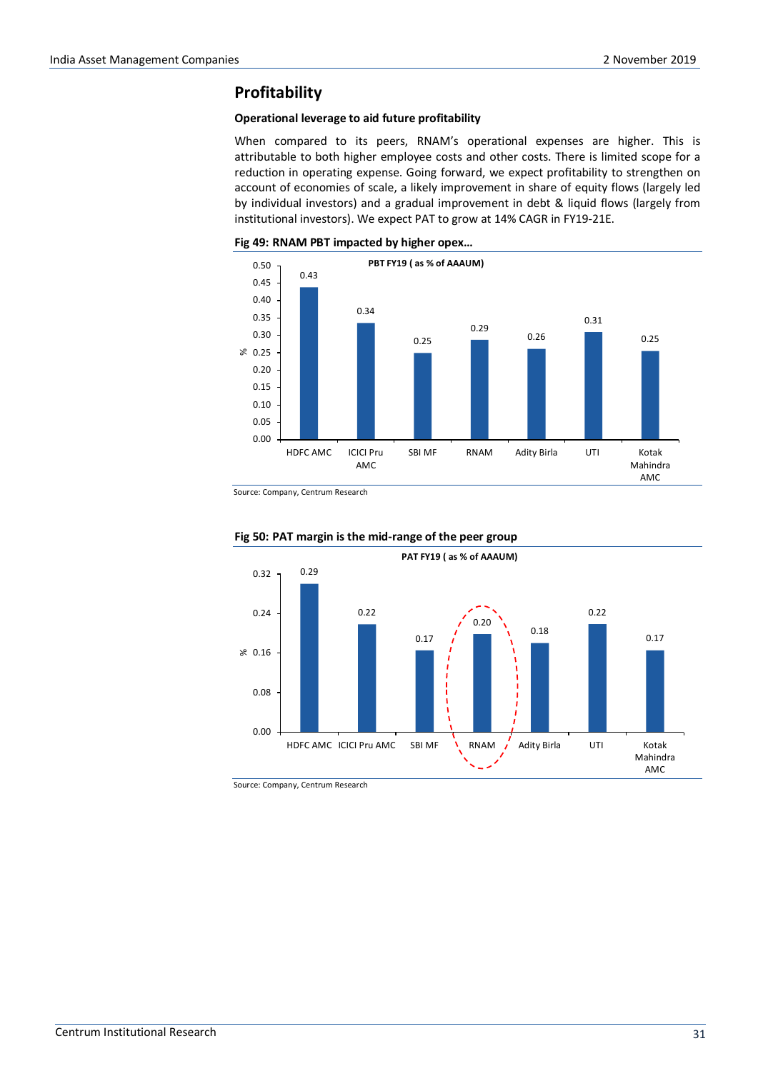## Profitability

**Operational leverage to aid future profitability**

When compared to its peers, RNAM's operational expenses are higher. This is attributable to both higher employee costs and other costs. There is limited scope for a reduction in operating expense. Going forward, we expect profitability to strengthen on account of economies of scale, a likely improvement in share of equity flows (largely led by individual investors) and a gradual improvement in debt & liquid flows (largely from institutional investors). We expect PAT to grow at 14% CAGR in FY19-21E.

**Fig 49: RNAM PBT impacted by higher opex…**

PBT FY19 ( as % of AAAUM)

| | HDFC AMC | ICICI Pru AMC | SBI MF | RNAM | Adity Birla | UTI | Kotak Mahindra AMC |
|---|---|---|---|---|---|---|---|
| % | 0.43 | 0.34 | 0.25 | 0.29 | 0.26 | 0.31 | 0.25 |

Source: Company, Centrum Research

**Fig 50: PAT margin is the mid-range of the peer group**

PAT FY19 ( as % of AAAUM)

| | HDFC AMC | ICICI Pru AMC | SBI MF | RNAM | Adity Birla | UTI | Kotak Mahindra AMC |
|---|---|---|---|---|---|---|---|
| % | 0.29 | 0.22 | 0.17 | 0.20 | 0.18 | 0.22 | 0.17 |

Source: Company, Centrum Research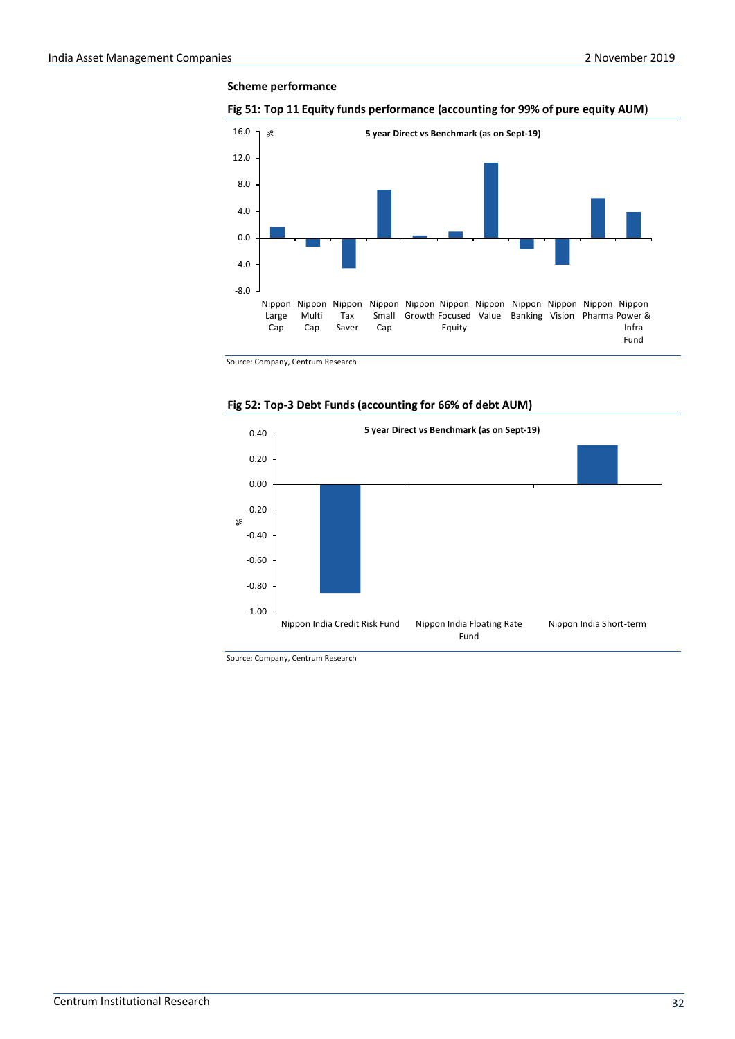**Scheme performance**

**Fig 51: Top 11 Equity funds performance (accounting for 99% of pure equity AUM)**

5 year Direct vs Benchmark (as on Sept-19)

%

16.0
12.0
8.0
4.0
0.0
-4.0
-8.0

Nippon Large Cap | Nippon Multi Cap | Nippon Tax Saver | Nippon Small Cap | Nippon Growth | Nippon Focused Equity | Nippon Value | Nippon Banking | Nippon Vision | Nippon Pharma | Nippon Power & Infra Fund

Source: Company, Centrum Research

**Fig 52: Top-3 Debt Funds (accounting for 66% of debt AUM)**

5 year Direct vs Benchmark (as on Sept-19)

%

0.40
0.20
0.00
-0.20
-0.40
-0.60
-0.80
-1.00

Nippon India Credit Risk Fund | Nippon India Floating Rate Fund | Nippon India Short-term

Source: Company, Centrum Research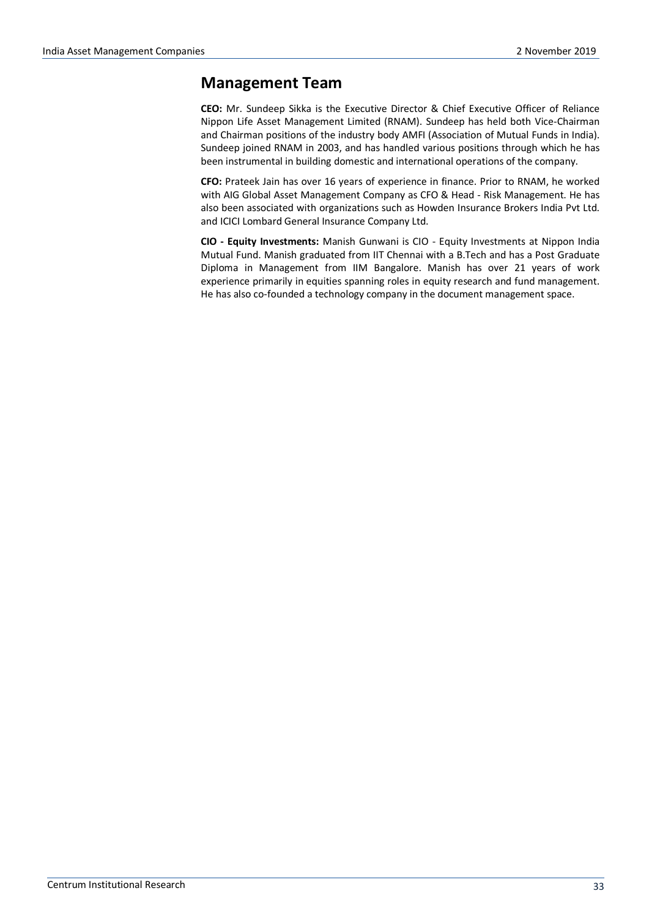## Management Team

**CEO:** Mr. Sundeep Sikka is the Executive Director & Chief Executive Officer of Reliance Nippon Life Asset Management Limited (RNAM). Sundeep has held both Vice-Chairman and Chairman positions of the industry body AMFI (Association of Mutual Funds in India). Sundeep joined RNAM in 2003, and has handled various positions through which he has been instrumental in building domestic and international operations of the company.

**CFO:** Prateek Jain has over 16 years of experience in finance. Prior to RNAM, he worked with AIG Global Asset Management Company as CFO & Head - Risk Management. He has also been associated with organizations such as Howden Insurance Brokers India Pvt Ltd. and ICICI Lombard General Insurance Company Ltd.

**CIO - Equity Investments:** Manish Gunwani is CIO - Equity Investments at Nippon India Mutual Fund. Manish graduated from IIT Chennai with a B.Tech and has a Post Graduate Diploma in Management from IIM Bangalore. Manish has over 21 years of work experience primarily in equities spanning roles in equity research and fund management. He has also co-founded a technology company in the document management space.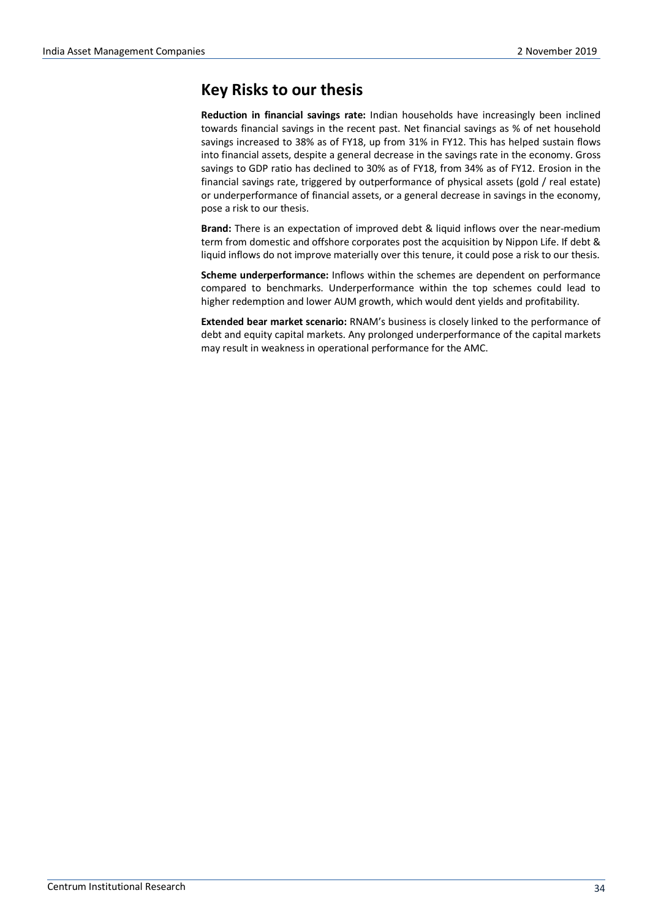## Key Risks to our thesis

**Reduction in financial savings rate:** Indian households have increasingly been inclined towards financial savings in the recent past. Net financial savings as % of net household savings increased to 38% as of FY18, up from 31% in FY12. This has helped sustain flows into financial assets, despite a general decrease in the savings rate in the economy. Gross savings to GDP ratio has declined to 30% as of FY18, from 34% as of FY12. Erosion in the financial savings rate, triggered by outperformance of physical assets (gold / real estate) or underperformance of financial assets, or a general decrease in savings in the economy, pose a risk to our thesis.

**Brand:** There is an expectation of improved debt & liquid inflows over the near-medium term from domestic and offshore corporates post the acquisition by Nippon Life. If debt & liquid inflows do not improve materially over this tenure, it could pose a risk to our thesis.

**Scheme underperformance:** Inflows within the schemes are dependent on performance compared to benchmarks. Underperformance within the top schemes could lead to higher redemption and lower AUM growth, which would dent yields and profitability.

**Extended bear market scenario:** RNAM's business is closely linked to the performance of debt and equity capital markets. Any prolonged underperformance of the capital markets may result in weakness in operational performance for the AMC.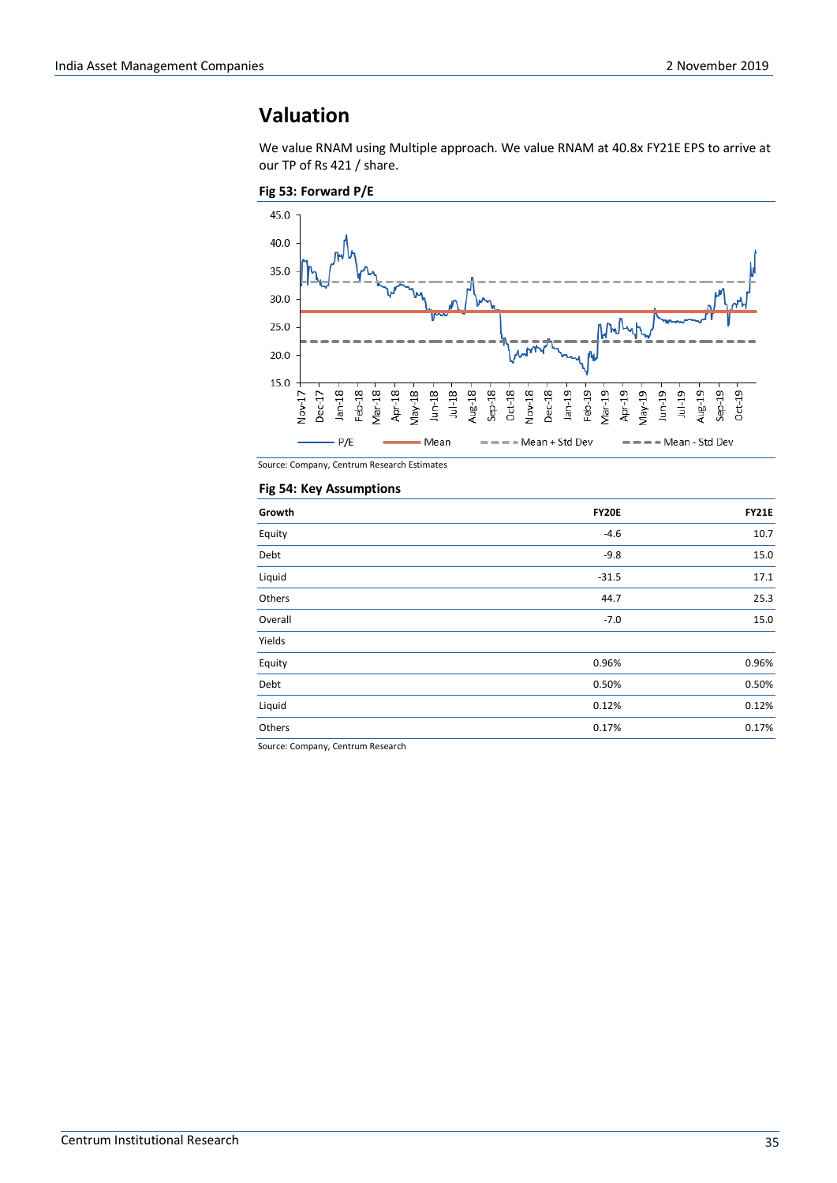# Valuation

We value RNAM using Multiple approach. We value RNAM at 40.8x FY21E EPS to arrive at our TP of Rs 421 / share.

**Fig 53: Forward P/E**

Source: Company, Centrum Research Estimates

**Fig 54: Key Assumptions**

| Growth | FY20E | FY21E |
|---|---|---|
| Equity | -4.6 | 10.7 |
| Debt | -9.8 | 15.0 |
| Liquid | -31.5 | 17.1 |
| Others | 44.7 | 25.3 |
| Overall | -7.0 | 15.0 |
| Yields | | |
| Equity | 0.96% | 0.96% |
| Debt | 0.50% | 0.50% |
| Liquid | 0.12% | 0.12% |
| Others | 0.17% | 0.17% |

Source: Company, Centrum Research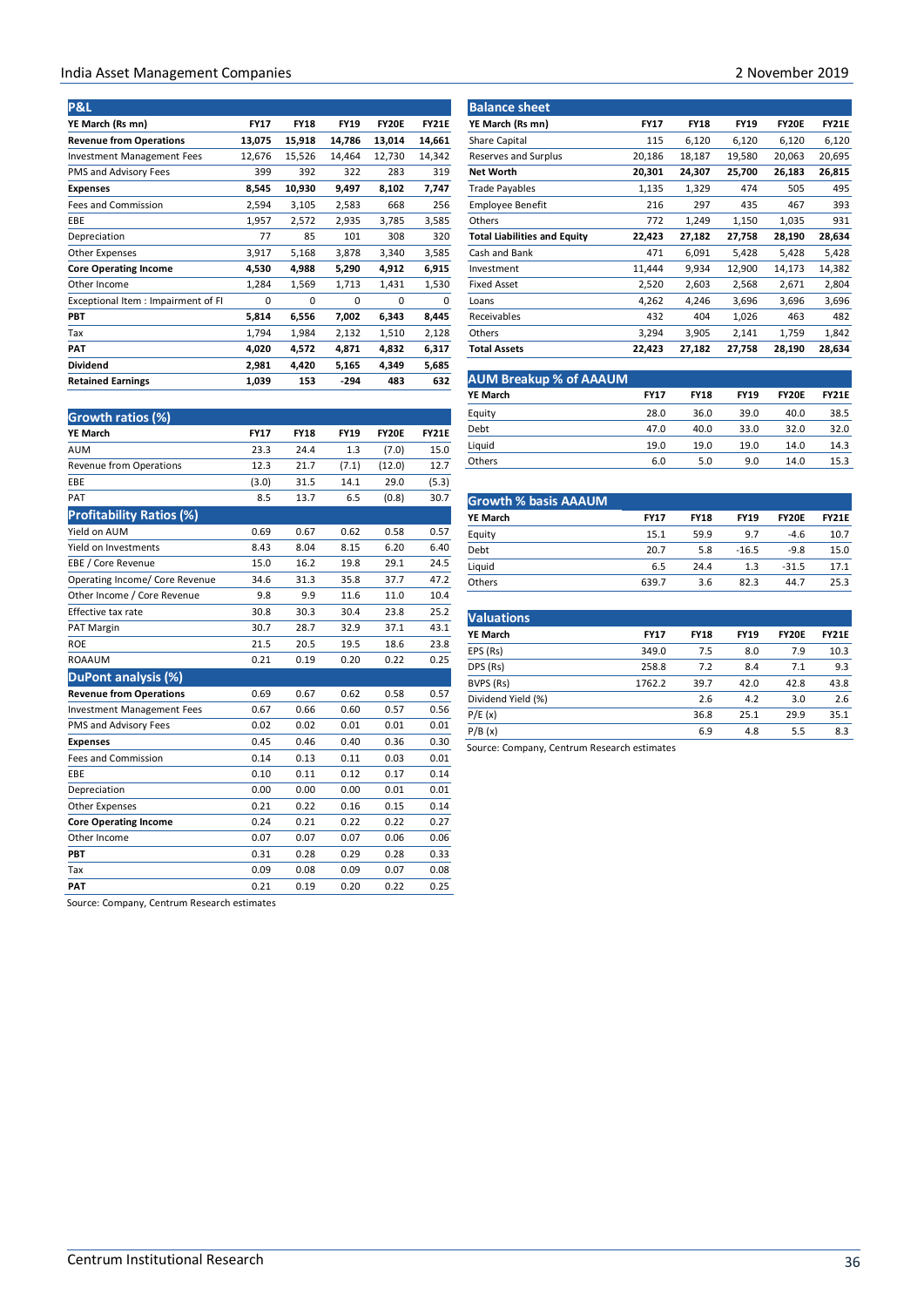## P&L

| YE March (Rs mn) | FY17 | FY18 | FY19 | FY20E | FY21E |
|---|---|---|---|---|---|
| **Revenue from Operations** | **13,075** | **15,918** | **14,786** | **13,014** | **14,661** |
| Investment Management Fees | 12,676 | 15,526 | 14,464 | 12,730 | 14,342 |
| PMS and Advisory Fees | 399 | 392 | 322 | 283 | 319 |
| **Expenses** | **8,545** | **10,930** | **9,497** | **8,102** | **7,747** |
| Fees and Commission | 2,594 | 3,105 | 2,583 | 668 | 256 |
| EBE | 1,957 | 2,572 | 2,935 | 3,785 | 3,585 |
| Depreciation | 77 | 85 | 101 | 308 | 320 |
| Other Expenses | 3,917 | 5,168 | 3,878 | 3,340 | 3,585 |
| **Core Operating Income** | **4,530** | **4,988** | **5,290** | **4,912** | **6,915** |
| Other Income | 1,284 | 1,569 | 1,713 | 1,431 | 1,530 |
| Exceptional Item : Impairment of FI | 0 | 0 | 0 | 0 | 0 |
| **PBT** | **5,814** | **6,556** | **7,002** | **6,343** | **8,445** |
| Tax | 1,794 | 1,984 | 2,132 | 1,510 | 2,128 |
| **PAT** | **4,020** | **4,572** | **4,871** | **4,832** | **6,317** |
| **Dividend** | **2,981** | **4,420** | **5,165** | **4,349** | **5,685** |
| **Retained Earnings** | **1,039** | **153** | **-294** | **483** | **632** |

## Growth ratios (%)

| YE March | FY17 | FY18 | FY19 | FY20E | FY21E |
|---|---|---|---|---|---|
| AUM | 23.3 | 24.4 | 1.3 | (7.0) | 15.0 |
| Revenue from Operations | 12.3 | 21.7 | (7.1) | (12.0) | 12.7 |
| EBE | (3.0) | 31.5 | 14.1 | 29.0 | (5.3) |
| PAT | 8.5 | 13.7 | 6.5 | (0.8) | 30.7 |

## Profitability Ratios (%)

| | FY17 | FY18 | FY19 | FY20E | FY21E |
|---|---|---|---|---|---|
| Yield on AUM | 0.69 | 0.67 | 0.62 | 0.58 | 0.57 |
| Yield on Investments | 8.43 | 8.04 | 8.15 | 6.20 | 6.40 |
| EBE / Core Revenue | 15.0 | 16.2 | 19.8 | 29.1 | 24.5 |
| Operating Income/ Core Revenue | 34.6 | 31.3 | 35.8 | 37.7 | 47.2 |
| Other Income / Core Revenue | 9.8 | 9.9 | 11.6 | 11.0 | 10.4 |
| Effective tax rate | 30.8 | 30.3 | 30.4 | 23.8 | 25.2 |
| PAT Margin | 30.7 | 28.7 | 32.9 | 37.1 | 43.1 |
| ROE | 21.5 | 20.5 | 19.5 | 18.6 | 23.8 |
| ROAAUM | 0.21 | 0.19 | 0.20 | 0.22 | 0.25 |

## DuPont analysis (%)

| | FY17 | FY18 | FY19 | FY20E | FY21E |
|---|---|---|---|---|---|
| **Revenue from Operations** | 0.69 | 0.67 | 0.62 | 0.58 | 0.57 |
| Investment Management Fees | 0.67 | 0.66 | 0.60 | 0.57 | 0.56 |
| PMS and Advisory Fees | 0.02 | 0.02 | 0.01 | 0.01 | 0.01 |
| **Expenses** | 0.45 | 0.46 | 0.40 | 0.36 | 0.30 |
| Fees and Commission | 0.14 | 0.13 | 0.11 | 0.03 | 0.01 |
| EBE | 0.10 | 0.11 | 0.12 | 0.17 | 0.14 |
| Depreciation | 0.00 | 0.00 | 0.00 | 0.01 | 0.01 |
| Other Expenses | 0.21 | 0.22 | 0.16 | 0.15 | 0.14 |
| **Core Operating Income** | 0.24 | 0.21 | 0.22 | 0.22 | 0.27 |
| Other Income | 0.07 | 0.07 | 0.07 | 0.06 | 0.06 |
| **PBT** | 0.31 | 0.28 | 0.29 | 0.28 | 0.33 |
| Tax | 0.09 | 0.08 | 0.09 | 0.07 | 0.08 |
| **PAT** | 0.21 | 0.19 | 0.20 | 0.22 | 0.25 |

Source: Company, Centrum Research estimates

## Balance sheet

| YE March (Rs mn) | FY17 | FY18 | FY19 | FY20E | FY21E |
|---|---|---|---|---|---|
| Share Capital | 115 | 6,120 | 6,120 | 6,120 | 6,120 |
| Reserves and Surplus | 20,186 | 18,187 | 19,580 | 20,063 | 20,695 |
| **Net Worth** | **20,301** | **24,307** | **25,700** | **26,183** | **26,815** |
| Trade Payables | 1,135 | 1,329 | 474 | 505 | 495 |
| Employee Benefit | 216 | 297 | 435 | 467 | 393 |
| Others | 772 | 1,249 | 1,150 | 1,035 | 931 |
| **Total Liabilities and Equity** | **22,423** | **27,182** | **27,758** | **28,190** | **28,634** |
| Cash and Bank | 471 | 6,091 | 5,428 | 5,428 | 5,428 |
| Investment | 11,444 | 9,934 | 12,900 | 14,173 | 14,382 |
| Fixed Asset | 2,520 | 2,603 | 2,568 | 2,671 | 2,804 |
| Loans | 4,262 | 4,246 | 3,696 | 3,696 | 3,696 |
| Receivables | 432 | 404 | 1,026 | 463 | 482 |
| Others | 3,294 | 3,905 | 2,141 | 1,759 | 1,842 |
| **Total Assets** | **22,423** | **27,182** | **27,758** | **28,190** | **28,634** |

## AUM Breakup % of AAAUM

| YE March | FY17 | FY18 | FY19 | FY20E | FY21E |
|---|---|---|---|---|---|
| Equity | 28.0 | 36.0 | 39.0 | 40.0 | 38.5 |
| Debt | 47.0 | 40.0 | 33.0 | 32.0 | 32.0 |
| Liquid | 19.0 | 19.0 | 19.0 | 14.0 | 14.3 |
| Others | 6.0 | 5.0 | 9.0 | 14.0 | 15.3 |

## Growth % basis AAAUM

| YE March | FY17 | FY18 | FY19 | FY20E | FY21E |
|---|---|---|---|---|---|
| Equity | 15.1 | 59.9 | 9.7 | -4.6 | 10.7 |
| Debt | 20.7 | 5.8 | -16.5 | -9.8 | 15.0 |
| Liquid | 6.5 | 24.4 | 1.3 | -31.5 | 17.1 |
| Others | 639.7 | 3.6 | 82.3 | 44.7 | 25.3 |

## Valuations

| YE March | FY17 | FY18 | FY19 | FY20E | FY21E |
|---|---|---|---|---|---|
| EPS (Rs) | 349.0 | 7.5 | 8.0 | 7.9 | 10.3 |
| DPS (Rs) | 258.8 | 7.2 | 8.4 | 7.1 | 9.3 |
| BVPS (Rs) | 1762.2 | 39.7 | 42.0 | 42.8 | 43.8 |
| Dividend Yield (%) | | 2.6 | 4.2 | 3.0 | 2.6 |
| P/E (x) | | 36.8 | 25.1 | 29.9 | 35.1 |
| P/B (x) | | 6.9 | 4.8 | 5.5 | 8.3 |

Source: Company, Centrum Research estimates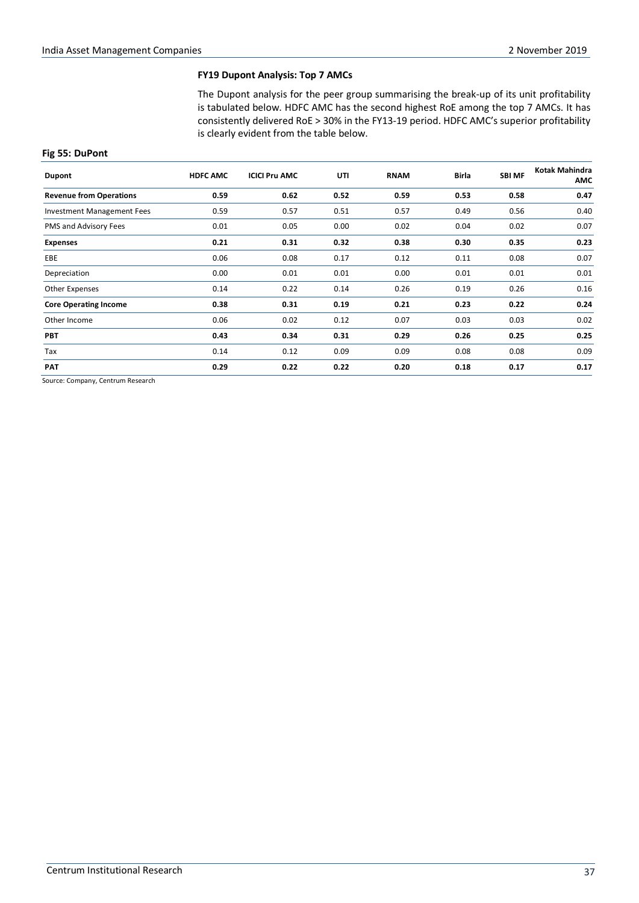### FY19 Dupont Analysis: Top 7 AMCs

The Dupont analysis for the peer group summarising the break-up of its unit profitability is tabulated below. HDFC AMC has the second highest RoE among the top 7 AMCs. It has consistently delivered RoE > 30% in the FY13-19 period. HDFC AMC's superior profitability is clearly evident from the table below.

**Fig 55: DuPont**

| Dupont | HDFC AMC | ICICI Pru AMC | UTI | RNAM | Birla | SBI MF | Kotak Mahindra AMC |
|---|---|---|---|---|---|---|---|
| **Revenue from Operations** | **0.59** | **0.62** | **0.52** | **0.59** | **0.53** | **0.58** | **0.47** |
| Investment Management Fees | 0.59 | 0.57 | 0.51 | 0.57 | 0.49 | 0.56 | 0.40 |
| PMS and Advisory Fees | 0.01 | 0.05 | 0.00 | 0.02 | 0.04 | 0.02 | 0.07 |
| **Expenses** | **0.21** | **0.31** | **0.32** | **0.38** | **0.30** | **0.35** | **0.23** |
| EBE | 0.06 | 0.08 | 0.17 | 0.12 | 0.11 | 0.08 | 0.07 |
| Depreciation | 0.00 | 0.01 | 0.01 | 0.00 | 0.01 | 0.01 | 0.01 |
| Other Expenses | 0.14 | 0.22 | 0.14 | 0.26 | 0.19 | 0.26 | 0.16 |
| **Core Operating Income** | **0.38** | **0.31** | **0.19** | **0.21** | **0.23** | **0.22** | **0.24** |
| Other Income | 0.06 | 0.02 | 0.12 | 0.07 | 0.03 | 0.03 | 0.02 |
| **PBT** | **0.43** | **0.34** | **0.31** | **0.29** | **0.26** | **0.25** | **0.25** |
| Tax | 0.14 | 0.12 | 0.09 | 0.09 | 0.08 | 0.08 | 0.09 |
| **PAT** | **0.29** | **0.22** | **0.22** | **0.20** | **0.18** | **0.17** | **0.17** |

Source: Company, Centrum Research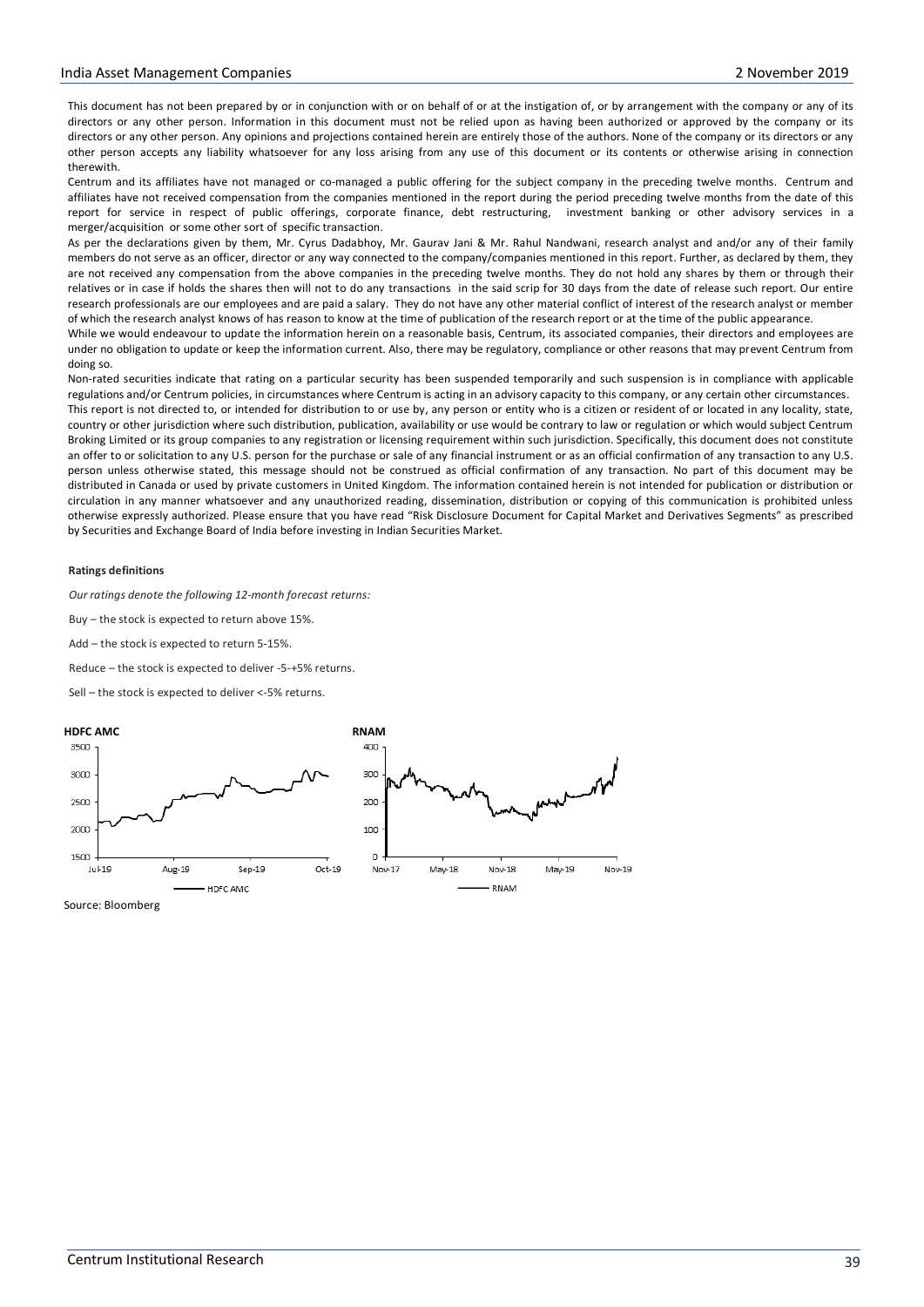This document has not been prepared by or in conjunction with or on behalf of or at the instigation of, or by arrangement with the company or any of its directors or any other person. Information in this document must not be relied upon as having been authorized or approved by the company or its directors or any other person. Any opinions and projections contained herein are entirely those of the authors. None of the company or its directors or any other person accepts any liability whatsoever for any loss arising from any use of this document or its contents or otherwise arising in connection therewith.

Centrum and its affiliates have not managed or co-managed a public offering for the subject company in the preceding twelve months. Centrum and affiliates have not received compensation from the companies mentioned in the report during the period preceding twelve months from the date of this report for service in respect of public offerings, corporate finance, debt restructuring, investment banking or other advisory services in a merger/acquisition or some other sort of specific transaction.

As per the declarations given by them, Mr. Cyrus Dadabhoy, Mr. Gaurav Jani & Mr. Rahul Nandwani, research analyst and and/or any of their family members do not serve as an officer, director or any way connected to the company/companies mentioned in this report. Further, as declared by them, they are not received any compensation from the above companies in the preceding twelve months. They do not hold any shares by them or through their relatives or in case if holds the shares then will not to do any transactions in the said scrip for 30 days from the date of release such report. Our entire research professionals are our employees and are paid a salary. They do not have any other material conflict of interest of the research analyst or member of which the research analyst knows of has reason to know at the time of publication of the research report or at the time of the public appearance.

While we would endeavour to update the information herein on a reasonable basis, Centrum, its associated companies, their directors and employees are under no obligation to update or keep the information current. Also, there may be regulatory, compliance or other reasons that may prevent Centrum from doing so.

Non-rated securities indicate that rating on a particular security has been suspended temporarily and such suspension is in compliance with applicable regulations and/or Centrum policies, in circumstances where Centrum is acting in an advisory capacity to this company, or any certain other circumstances.

This report is not directed to, or intended for distribution to or use by, any person or entity who is a citizen or resident of or located in any locality, state, country or other jurisdiction where such distribution, publication, availability or use would be contrary to law or regulation or which would subject Centrum Broking Limited or its group companies to any registration or licensing requirement within such jurisdiction. Specifically, this document does not constitute an offer to or solicitation to any U.S. person for the purchase or sale of any financial instrument or as an official confirmation of any transaction to any U.S. person unless otherwise stated, this message should not be construed as official confirmation of any transaction. No part of this document may be distributed in Canada or used by private customers in United Kingdom. The information contained herein is not intended for publication or distribution or circulation in any manner whatsoever and any unauthorized reading, dissemination, distribution or copying of this communication is prohibited unless otherwise expressly authorized. Please ensure that you have read "Risk Disclosure Document for Capital Market and Derivatives Segments" as prescribed by Securities and Exchange Board of India before investing in Indian Securities Market.

**Ratings definitions**

*Our ratings denote the following 12-month forecast returns:*

Buy – the stock is expected to return above 15%.

Add – the stock is expected to return 5-15%.

Reduce – the stock is expected to deliver -5-+5% returns.

Sell – the stock is expected to deliver <-5% returns.

**HDFC AMC**

**RNAM**

Source: Bloomberg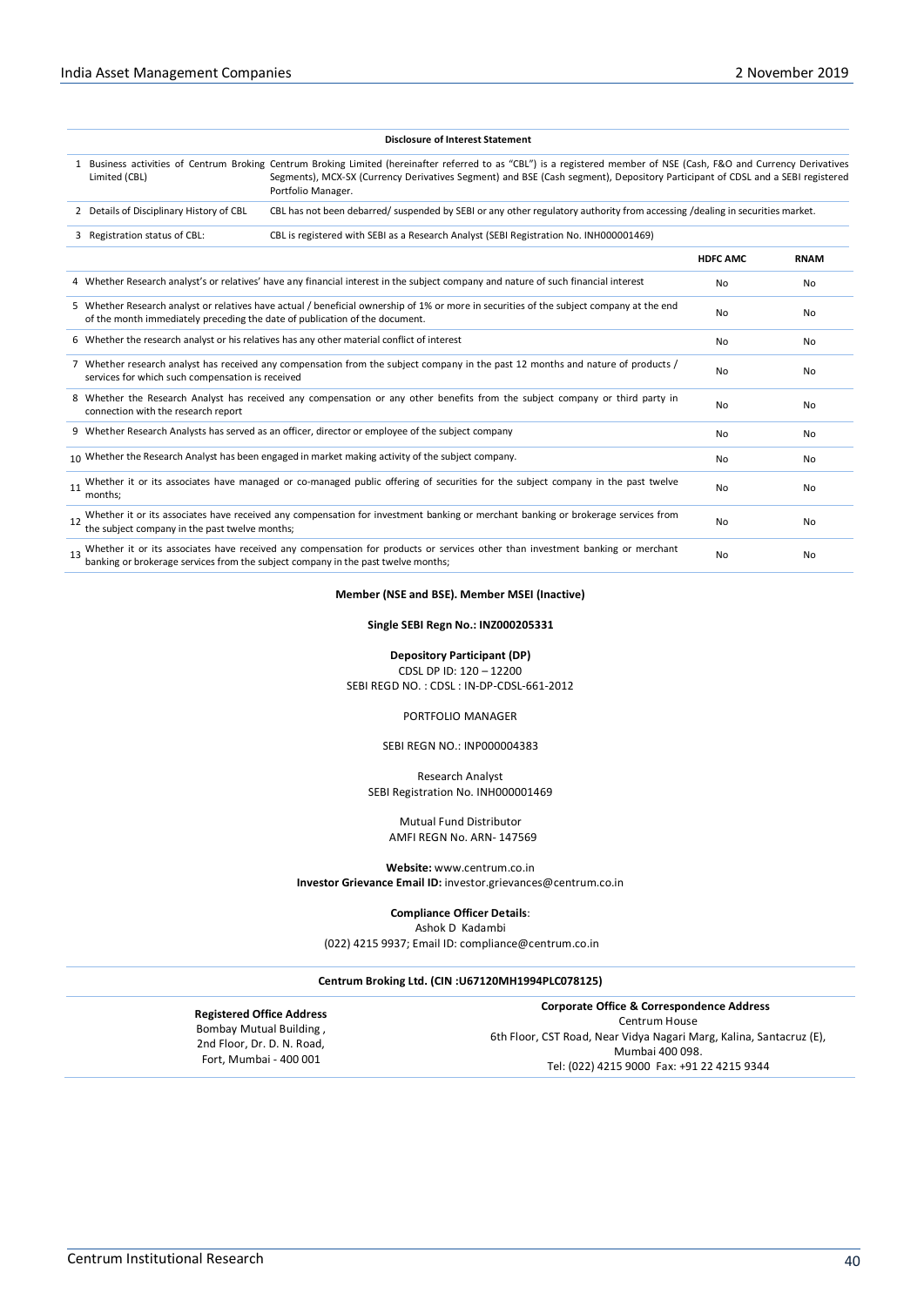**Disclosure of Interest Statement**

| | | | |
|---|---|---|---|
| 1 | Business activities of Centrum Broking Limited (CBL) | Centrum Broking Limited (hereinafter referred to as "CBL") is a registered member of NSE (Cash, F&O and Currency Derivatives Segments), MCX-SX (Currency Derivatives Segment) and BSE (Cash segment), Depository Participant of CDSL and a SEBI registered Portfolio Manager. | |
| 2 | Details of Disciplinary History of CBL | CBL has not been debarred/ suspended by SEBI or any other regulatory authority from accessing /dealing in securities market. | |
| 3 | Registration status of CBL: | CBL is registered with SEBI as a Research Analyst (SEBI Registration No. INH000001469) | |

| | | HDFC AMC | RNAM |
|---|---|---|---|
| 4 | Whether Research analyst's or relatives' have any financial interest in the subject company and nature of such financial interest | No | No |
| 5 | Whether Research analyst or relatives have actual / beneficial ownership of 1% or more in securities of the subject company at the end of the month immediately preceding the date of publication of the document. | No | No |
| 6 | Whether the research analyst or his relatives has any other material conflict of interest | No | No |
| 7 | Whether research analyst has received any compensation from the subject company in the past 12 months and nature of products / services for which such compensation is received | No | No |
| 8 | Whether the Research Analyst has received any compensation or any other benefits from the subject company or third party in connection with the research report | No | No |
| 9 | Whether Research Analysts has served as an officer, director or employee of the subject company | No | No |
| 10 | Whether the Research Analyst has been engaged in market making activity of the subject company. | No | No |
| 11 | Whether it or its associates have managed or co-managed public offering of securities for the subject company in the past twelve months; | No | No |
| 12 | Whether it or its associates have received any compensation for investment banking or merchant banking or brokerage services from the subject company in the past twelve months; | No | No |
| 13 | Whether it or its associates have received any compensation for products or services other than investment banking or merchant banking or brokerage services from the subject company in the past twelve months; | No | No |

**Member (NSE and BSE). Member MSEI (Inactive)**

**Single SEBI Regn No.: INZ000205331**

**Depository Participant (DP)**
CDSL DP ID: 120 – 12200
SEBI REGD NO. : CDSL : IN-DP-CDSL-661-2012

PORTFOLIO MANAGER

SEBI REGN NO.: INP000004383

Research Analyst
SEBI Registration No. INH000001469

Mutual Fund Distributor
AMFI REGN No. ARN- 147569

**Website:** www.centrum.co.in
**Investor Grievance Email ID:** investor.grievances@centrum.co.in

**Compliance Officer Details**:
Ashok D Kadambi
(022) 4215 9937; Email ID: compliance@centrum.co.in

**Centrum Broking Ltd. (CIN :U67120MH1994PLC078125)**

**Registered Office Address**
Bombay Mutual Building ,
2nd Floor, Dr. D. N. Road,
Fort, Mumbai - 400 001

**Corporate Office & Correspondence Address**
Centrum House
6th Floor, CST Road, Near Vidya Nagari Marg, Kalina, Santacruz (E),
Mumbai 400 098.
Tel: (022) 4215 9000 Fax: +91 22 4215 9344